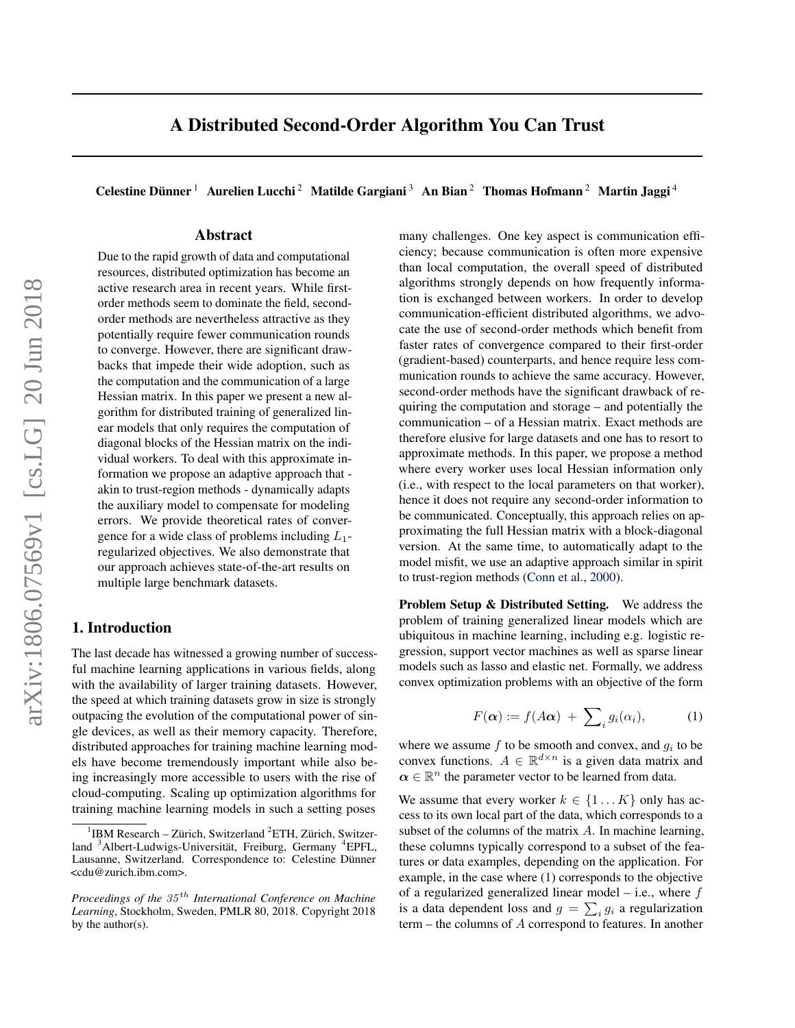# A Distributed Second-Order Algorithm You Can Trust

**Celestine Dünner** [1] **Aurelien Lucchi** [2] **Matilde Gargiani** [3] **An Bian** [2] **Thomas Hofmann** [2] **Martin Jaggi** [4]

## Abstract

Due to the rapid growth of data and computational resources, distributed optimization has become an active research area in recent years. While first-order methods seem to dominate the field, second-order methods are nevertheless attractive as they potentially require fewer communication rounds to converge. However, there are significant drawbacks that impede their wide adoption, such as the computation and the communication of a large Hessian matrix. In this paper we present a new algorithm for distributed training of generalized linear models that only requires the computation of diagonal blocks of the Hessian matrix on the individual workers. To deal with this approximate information we propose an adaptive approach that - akin to trust-region methods - dynamically adapts the auxiliary model to compensate for modeling errors. We provide theoretical rates of convergence for a wide class of problems including $L_1$-regularized objectives. We also demonstrate that our approach achieves state-of-the-art results on multiple large benchmark datasets.

## 1. Introduction

The last decade has witnessed a growing number of successful machine learning applications in various fields, along with the availability of larger training datasets. However, the speed at which training datasets grow in size is strongly outpacing the evolution of the computational power of single devices, as well as their memory capacity. Therefore, distributed approaches for training machine learning models have become tremendously important while also being increasingly more accessible to users with the rise of cloud-computing. Scaling up optimization algorithms for training machine learning models in such a setting poses many challenges. One key aspect is communication efficiency; because communication is often more expensive than local computation, the overall speed of distributed algorithms strongly depends on how frequently information is exchanged between workers. In order to develop communication-efficient distributed algorithms, we advocate the use of second-order methods which benefit from faster rates of convergence compared to their first-order (gradient-based) counterparts, and hence require less communication rounds to achieve the same accuracy. However, second-order methods have the significant drawback of requiring the computation and storage – and potentially the communication – of a Hessian matrix. Exact methods are therefore elusive for large datasets and one has to resort to approximate methods. In this paper, we propose a method where every worker uses local Hessian information only (i.e., with respect to the local parameters on that worker), hence it does not require any second-order information to be communicated. Conceptually, this approach relies on approximating the full Hessian matrix with a block-diagonal version. At the same time, to automatically adapt to the model misfit, we use an adaptive approach similar in spirit to trust-region methods (Conn et al., 2000).

**Problem Setup & Distributed Setting.** We address the problem of training generalized linear models which are ubiquitous in machine learning, including e.g. logistic regression, support vector machines as well as sparse linear models such as lasso and elastic net. Formally, we address convex optimization problems with an objective of the form

$$F(\boldsymbol{\alpha}) := f(A\boldsymbol{\alpha}) + \sum_i g_i(\alpha_i), \tag{1}$$

where we assume $f$ to be smooth and convex, and $g_i$ to be convex functions. $A \in \mathbb{R}^{d \times n}$ is a given data matrix and $\boldsymbol{\alpha} \in \mathbb{R}^n$ the parameter vector to be learned from data.

We assume that every worker $k \in \{1 \dots K\}$ only has access to its own local part of the data, which corresponds to a subset of the columns of the matrix $A$. In machine learning, these columns typically correspond to a subset of the features or data examples, depending on the application. For example, in the case where (1) corresponds to the objective of a regularized generalized linear model – i.e., where $f$ is a data dependent loss and $g = \sum_i g_i$ a regularization term – the columns of $A$ correspond to features. In another

---

[1] IBM Research – Zürich, Switzerland [2] ETH, Zürich, Switzerland [3] Albert-Ludwigs-Universität, Freiburg, Germany [4] EPFL, Lausanne, Switzerland. Correspondence to: Celestine Dünner <cdu@zurich.ibm.com>.

*Proceedings of the 35th International Conference on Machine Learning*, Stockholm, Sweden, PMLR 80, 2018. Copyright 2018 by the author(s).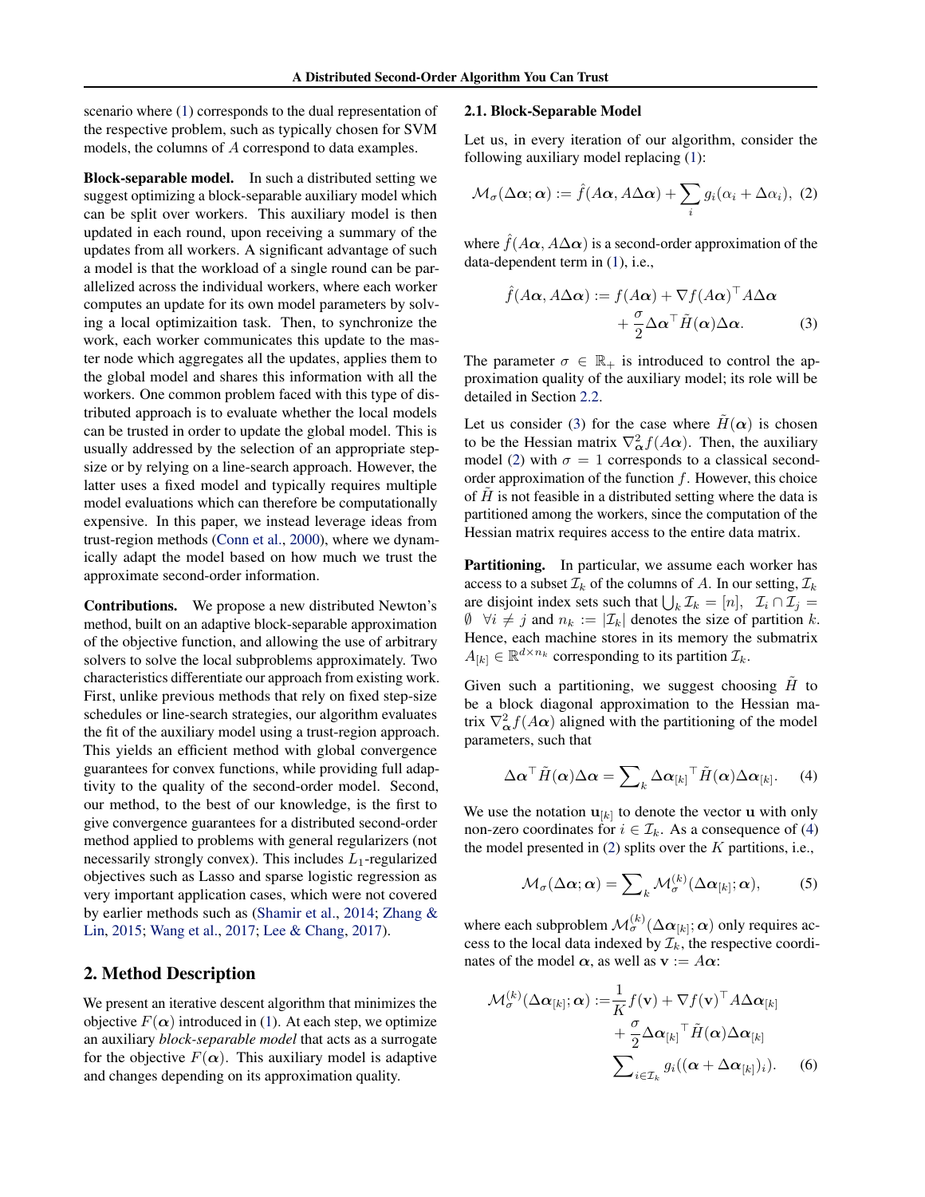scenario where (1) corresponds to the dual representation of the respective problem, such as typically chosen for SVM models, the columns of $A$ correspond to data examples.

**Block-separable model.** In such a distributed setting we suggest optimizing a block-separable auxiliary model which can be split over workers. This auxiliary model is then updated in each round, upon receiving a summary of the updates from all workers. A significant advantage of such a model is that the workload of a single round can be parallelized across the individual workers, where each worker computes an update for its own model parameters by solving a local optimizaition task. Then, to synchronize the work, each worker communicates this update to the master node which aggregates all the updates, applies them to the global model and shares this information with all the workers. One common problem faced with this type of distributed approach is to evaluate whether the local models can be trusted in order to update the global model. This is usually addressed by the selection of an appropriate step-size or by relying on a line-search approach. However, the latter uses a fixed model and typically requires multiple model evaluations which can therefore be computationally expensive. In this paper, we instead leverage ideas from trust-region methods (Conn et al., 2000), where we dynamically adapt the model based on how much we trust the approximate second-order information.

**Contributions.** We propose a new distributed Newton's method, built on an adaptive block-separable approximation of the objective function, and allowing the use of arbitrary solvers to solve the local subproblems approximately. Two characteristics differentiate our approach from existing work. First, unlike previous methods that rely on fixed step-size schedules or line-search strategies, our algorithm evaluates the fit of the auxiliary model using a trust-region approach. This yields an efficient method with global convergence guarantees for convex functions, while providing full adaptivity to the quality of the second-order model. Second, our method, to the best of our knowledge, is the first to give convergence guarantees for a distributed second-order method applied to problems with general regularizers (not necessarily strongly convex). This includes $L_1$-regularized objectives such as Lasso and sparse logistic regression as very important application cases, which were not covered by earlier methods such as (Shamir et al., 2014; Zhang & Lin, 2015; Wang et al., 2017; Lee & Chang, 2017).

## 2. Method Description

We present an iterative descent algorithm that minimizes the objective $F(\boldsymbol{\alpha})$ introduced in (1). At each step, we optimize an auxiliary *block-separable model* that acts as a surrogate for the objective $F(\boldsymbol{\alpha})$. This auxiliary model is adaptive and changes depending on its approximation quality.

### 2.1. Block-Separable Model

Let us, in every iteration of our algorithm, consider the following auxiliary model replacing (1):

$$\mathcal{M}_\sigma(\Delta\boldsymbol{\alpha};\boldsymbol{\alpha}) := \hat{f}(A\boldsymbol{\alpha}, A\Delta\boldsymbol{\alpha}) + \sum_i g_i(\alpha_i + \Delta\alpha_i), \quad (2)$$

where $\hat{f}(A\boldsymbol{\alpha}, A\Delta\boldsymbol{\alpha})$ is a second-order approximation of the data-dependent term in (1), i.e.,

$$\begin{aligned}\hat{f}(A\boldsymbol{\alpha}, A\Delta\boldsymbol{\alpha}) := f(A\boldsymbol{\alpha}) &+ \nabla f(A\boldsymbol{\alpha})^\top A\Delta\boldsymbol{\alpha} \\ &+ \frac{\sigma}{2}\Delta\boldsymbol{\alpha}^\top \tilde{H}(\boldsymbol{\alpha})\Delta\boldsymbol{\alpha}. \end{aligned} \quad (3)$$

The parameter $\sigma \in \mathbb{R}_+$ is introduced to control the approximation quality of the auxiliary model; its role will be detailed in Section 2.2.

Let us consider (3) for the case where $\tilde{H}(\boldsymbol{\alpha})$ is chosen to be the Hessian matrix $\nabla^2_{\boldsymbol{\alpha}} f(A\boldsymbol{\alpha})$. Then, the auxiliary model (2) with $\sigma = 1$ corresponds to a classical second-order approximation of the function $f$. However, this choice of $\tilde{H}$ is not feasible in a distributed setting where the data is partitioned among the workers, since the computation of the Hessian matrix requires access to the entire data matrix.

**Partitioning.** In particular, we assume each worker has access to a subset $\mathcal{I}_k$ of the columns of $A$. In our setting, $\mathcal{I}_k$ are disjoint index sets such that $\bigcup_k \mathcal{I}_k = [n], \ \ \mathcal{I}_i \cap \mathcal{I}_j = \emptyset \ \ \forall i \neq j$ and $n_k := |\mathcal{I}_k|$ denotes the size of partition $k$. Hence, each machine stores in its memory the submatrix $A_{[k]} \in \mathbb{R}^{d \times n_k}$ corresponding to its partition $\mathcal{I}_k$.

Given such a partitioning, we suggest choosing $\tilde{H}$ to be a block diagonal approximation to the Hessian matrix $\nabla^2_{\boldsymbol{\alpha}} f(A\boldsymbol{\alpha})$ aligned with the partitioning of the model parameters, such that

$$\Delta\boldsymbol{\alpha}^\top \tilde{H}(\boldsymbol{\alpha})\Delta\boldsymbol{\alpha} = \sum\nolimits_k \Delta\boldsymbol{\alpha}_{[k]}{}^\top \tilde{H}(\boldsymbol{\alpha})\Delta\boldsymbol{\alpha}_{[k]}. \quad (4)$$

We use the notation $\mathbf{u}_{[k]}$ to denote the vector $\mathbf{u}$ with only non-zero coordinates for $i \in \mathcal{I}_k$. As a consequence of (4) the model presented in (2) splits over the $K$ partitions, i.e.,

$$\mathcal{M}_\sigma(\Delta\boldsymbol{\alpha};\boldsymbol{\alpha}) = \sum\nolimits_k \mathcal{M}_\sigma^{(k)}(\Delta\boldsymbol{\alpha}_{[k]};\boldsymbol{\alpha}), \quad (5)$$

where each subproblem $\mathcal{M}_\sigma^{(k)}(\Delta\boldsymbol{\alpha}_{[k]};\boldsymbol{\alpha})$ only requires access to the local data indexed by $\mathcal{I}_k$, the respective coordinates of the model $\boldsymbol{\alpha}$, as well as $\mathbf{v} := A\boldsymbol{\alpha}$:

$$\begin{aligned}\mathcal{M}_\sigma^{(k)}(\Delta\boldsymbol{\alpha}_{[k]};\boldsymbol{\alpha}) := &\frac{1}{K} f(\mathbf{v}) + \nabla f(\mathbf{v})^\top A\Delta\boldsymbol{\alpha}_{[k]} \\ &+ \frac{\sigma}{2}\Delta\boldsymbol{\alpha}_{[k]}{}^\top \tilde{H}(\boldsymbol{\alpha})\Delta\boldsymbol{\alpha}_{[k]} \\ &\sum\nolimits_{i\in\mathcal{I}_k} g_i((\boldsymbol{\alpha} + \Delta\boldsymbol{\alpha}_{[k]})_i). \end{aligned} \quad (6)$$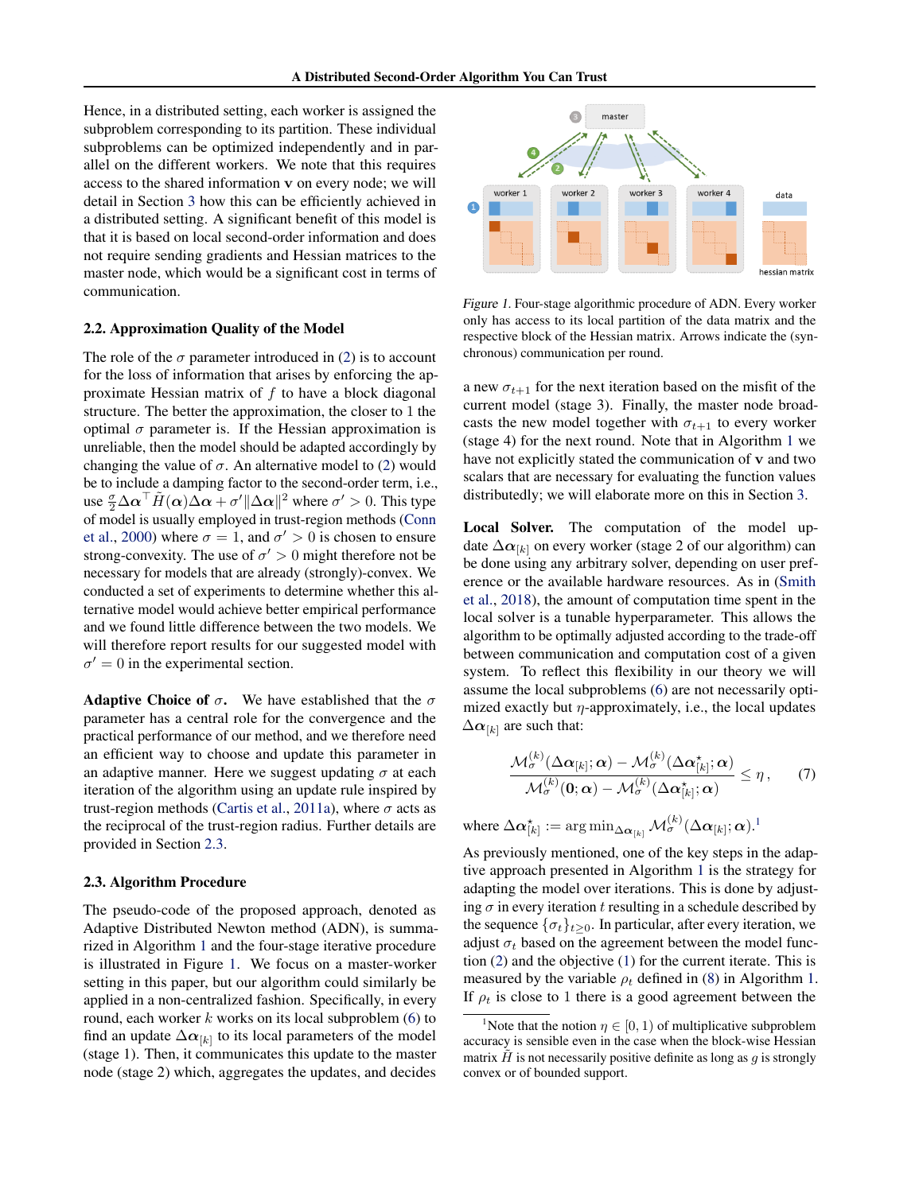Hence, in a distributed setting, each worker is assigned the subproblem corresponding to its partition. These individual subproblems can be optimized independently and in parallel on the different workers. We note that this requires access to the shared information $\mathbf{v}$ on every node; we will detail in Section 3 how this can be efficiently achieved in a distributed setting. A significant benefit of this model is that it is based on local second-order information and does not require sending gradients and Hessian matrices to the master node, which would be a significant cost in terms of communication.

### 2.2. Approximation Quality of the Model

The role of the $\sigma$ parameter introduced in (2) is to account for the loss of information that arises by enforcing the approximate Hessian matrix of $f$ to have a block diagonal structure. The better the approximation, the closer to 1 the optimal $\sigma$ parameter is. If the Hessian approximation is unreliable, then the model should be adapted accordingly by changing the value of $\sigma$. An alternative model to (2) would be to include a damping factor to the second-order term, i.e., use $\frac{\sigma}{2}\Delta\boldsymbol{\alpha}^\top \tilde{H}(\boldsymbol{\alpha})\Delta\boldsymbol{\alpha} + \sigma'\|\Delta\boldsymbol{\alpha}\|^2$ where $\sigma' > 0$. This type of model is usually employed in trust-region methods (Conn et al., 2000) where $\sigma = 1$, and $\sigma' > 0$ is chosen to ensure strong-convexity. The use of $\sigma' > 0$ might therefore not be necessary for models that are already (strongly)-convex. We conducted a set of experiments to determine whether this alternative model would achieve better empirical performance and we found little difference between the two models. We will therefore report results for our suggested model with $\sigma' = 0$ in the experimental section.

**Adaptive Choice of $\sigma$.** We have established that the $\sigma$ parameter has a central role for the convergence and the practical performance of our method, and we therefore need an efficient way to choose and update this parameter in an adaptive manner. Here we suggest updating $\sigma$ at each iteration of the algorithm using an update rule inspired by trust-region methods (Cartis et al., 2011a), where $\sigma$ acts as the reciprocal of the trust-region radius. Further details are provided in Section 2.3.

### 2.3. Algorithm Procedure

The pseudo-code of the proposed approach, denoted as Adaptive Distributed Newton method (ADN), is summarized in Algorithm 1 and the four-stage iterative procedure is illustrated in Figure 1. We focus on a master-worker setting in this paper, but our algorithm could similarly be applied in a non-centralized fashion. Specifically, in every round, each worker $k$ works on its local subproblem (6) to find an update $\Delta\boldsymbol{\alpha}_{[k]}$ to its local parameters of the model (stage 1). Then, it communicates this update to the master node (stage 2) which, aggregates the updates, and decides

*Figure 1.* Four-stage algorithmic procedure of ADN. Every worker only has access to its local partition of the data matrix and the respective block of the Hessian matrix. Arrows indicate the (synchronous) communication per round.

a new $\sigma_{t+1}$ for the next iteration based on the misfit of the current model (stage 3). Finally, the master node broadcasts the new model together with $\sigma_{t+1}$ to every worker (stage 4) for the next round. Note that in Algorithm 1 we have not explicitly stated the communication of $\mathbf{v}$ and two scalars that are necessary for evaluating the function values distributedly; we will elaborate more on this in Section 3.

**Local Solver.** The computation of the model update $\Delta\boldsymbol{\alpha}_{[k]}$ on every worker (stage 2 of our algorithm) can be done using any arbitrary solver, depending on user preference or the available hardware resources. As in (Smith et al., 2018), the amount of computation time spent in the local solver is a tunable hyperparameter. This allows the algorithm to be optimally adjusted according to the trade-off between communication and computation cost of a given system. To reflect this flexibility in our theory we will assume the local subproblems (6) are not necessarily optimized exactly but $\eta$-approximately, i.e., the local updates $\Delta\boldsymbol{\alpha}_{[k]}$ are such that:

$$\frac{\mathcal{M}_\sigma^{(k)}(\Delta\boldsymbol{\alpha}_{[k]};\boldsymbol{\alpha}) - \mathcal{M}_\sigma^{(k)}(\Delta\boldsymbol{\alpha}_{[k]}^\star;\boldsymbol{\alpha})}{\mathcal{M}_\sigma^{(k)}(\mathbf{0};\boldsymbol{\alpha}) - \mathcal{M}_\sigma^{(k)}(\Delta\boldsymbol{\alpha}_{[k]}^\star;\boldsymbol{\alpha})} \le \eta\,, \qquad (7)$$

where $\Delta\boldsymbol{\alpha}_{[k]}^\star := \arg\min_{\Delta\boldsymbol{\alpha}_{[k]}} \mathcal{M}_\sigma^{(k)}(\Delta\boldsymbol{\alpha}_{[k]};\boldsymbol{\alpha})$.[1]

As previously mentioned, one of the key steps in the adaptive approach presented in Algorithm 1 is the strategy for adapting the model over iterations. This is done by adjusting $\sigma$ in every iteration $t$ resulting in a schedule described by the sequence $\{\sigma_t\}_{t\ge 0}$. In particular, after every iteration, we adjust $\sigma_t$ based on the agreement between the model function (2) and the objective (1) for the current iterate. This is measured by the variable $\rho_t$ defined in (8) in Algorithm 1. If $\rho_t$ is close to 1 there is a good agreement between the

[1] Note that the notion $\eta \in [0, 1)$ of multiplicative subproblem accuracy is sensible even in the case when the block-wise Hessian matrix $\tilde{H}$ is not necessarily positive definite as long as $g$ is strongly convex or of bounded support.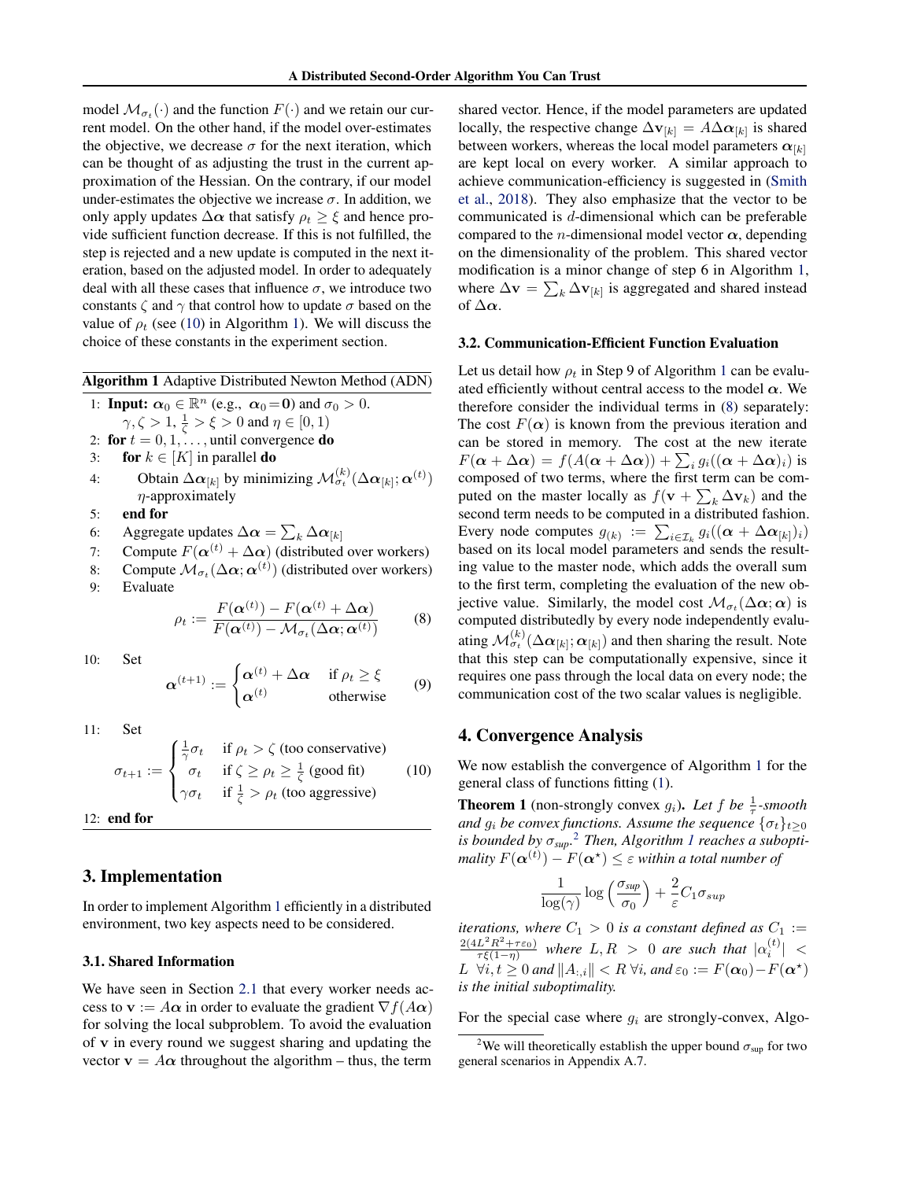model $\mathcal{M}_{\sigma_t}(\cdot)$ and the function $F(\cdot)$ and we retain our current model. On the other hand, if the model over-estimates the objective, we decrease $\sigma$ for the next iteration, which can be thought of as adjusting the trust in the current approximation of the Hessian. On the contrary, if our model under-estimates the objective we increase $\sigma$. In addition, we only apply updates $\Delta\boldsymbol{\alpha}$ that satisfy $\rho_t \geq \xi$ and hence provide sufficient function decrease. If this is not fulfilled, the step is rejected and a new update is computed in the next iteration, based on the adjusted model. In order to adequately deal with all these cases that influence $\sigma$, we introduce two constants $\zeta$ and $\gamma$ that control how to update $\sigma$ based on the value of $\rho_t$ (see (10) in Algorithm 1). We will discuss the choice of these constants in the experiment section.

**Algorithm 1** Adaptive Distributed Newton Method (ADN)

1: **Input:** $\boldsymbol{\alpha}_0 \in \mathbb{R}^n$ (e.g., $\boldsymbol{\alpha}_0 = \mathbf{0}$) and $\sigma_0 > 0$.
   $\gamma, \zeta > 1$, $\frac{1}{\zeta} > \xi > 0$ and $\eta \in [0, 1)$
2: **for** $t = 0, 1, \ldots,$ until convergence **do**
3: &nbsp;&nbsp;&nbsp;&nbsp;**for** $k \in [K]$ in parallel **do**
4: &nbsp;&nbsp;&nbsp;&nbsp;&nbsp;&nbsp;&nbsp;&nbsp;Obtain $\Delta\boldsymbol{\alpha}_{[k]}$ by minimizing $\mathcal{M}^{(k)}_{\sigma_t}(\Delta\boldsymbol{\alpha}_{[k]}; \boldsymbol{\alpha}^{(t)})$ $\eta$-approximately
5: &nbsp;&nbsp;&nbsp;&nbsp;**end for**
6: &nbsp;&nbsp;&nbsp;&nbsp;Aggregate updates $\Delta\boldsymbol{\alpha} = \sum_k \Delta\boldsymbol{\alpha}_{[k]}$
7: &nbsp;&nbsp;&nbsp;&nbsp;Compute $F(\boldsymbol{\alpha}^{(t)} + \Delta\boldsymbol{\alpha})$ (distributed over workers)
8: &nbsp;&nbsp;&nbsp;&nbsp;Compute $\mathcal{M}_{\sigma_t}(\Delta\boldsymbol{\alpha}; \boldsymbol{\alpha}^{(t)})$ (distributed over workers)
9: &nbsp;&nbsp;&nbsp;&nbsp;Evaluate

$$\rho_t := \frac{F(\boldsymbol{\alpha}^{(t)}) - F(\boldsymbol{\alpha}^{(t)} + \Delta\boldsymbol{\alpha})}{F(\boldsymbol{\alpha}^{(t)}) - \mathcal{M}_{\sigma_t}(\Delta\boldsymbol{\alpha}; \boldsymbol{\alpha}^{(t)})} \tag{8}$$

10: &nbsp;&nbsp;&nbsp;&nbsp;Set

$$\boldsymbol{\alpha}^{(t+1)} := \begin{cases} \boldsymbol{\alpha}^{(t)} + \Delta\boldsymbol{\alpha} & \text{if } \rho_t \geq \xi \\ \boldsymbol{\alpha}^{(t)} & \text{otherwise} \end{cases} \tag{9}$$

11: &nbsp;&nbsp;&nbsp;&nbsp;Set

$$\sigma_{t+1} := \begin{cases} \frac{1}{\gamma}\sigma_t & \text{if } \rho_t > \zeta \text{ (too conservative)} \\ \sigma_t & \text{if } \zeta \geq \rho_t \geq \frac{1}{\zeta} \text{ (good fit)} \\ \gamma\sigma_t & \text{if } \frac{1}{\zeta} > \rho_t \text{ (too aggressive)} \end{cases} \tag{10}$$

12: **end for**

## 3. Implementation

In order to implement Algorithm 1 efficiently in a distributed environment, two key aspects need to be considered.

### 3.1. Shared Information

We have seen in Section 2.1 that every worker needs access to $\mathbf{v} := A\boldsymbol{\alpha}$ in order to evaluate the gradient $\nabla f(A\boldsymbol{\alpha})$ for solving the local subproblem. To avoid the evaluation of $\mathbf{v}$ in every round we suggest sharing and updating the vector $\mathbf{v} = A\boldsymbol{\alpha}$ throughout the algorithm – thus, the term shared vector. Hence, if the model parameters are updated locally, the respective change $\Delta\mathbf{v}_{[k]} = A\Delta\boldsymbol{\alpha}_{[k]}$ is shared between workers, whereas the local model parameters $\boldsymbol{\alpha}_{[k]}$ are kept local on every worker. A similar approach to achieve communication-efficiency is suggested in (Smith et al., 2018). They also emphasize that the vector to be communicated is $d$-dimensional which can be preferable compared to the $n$-dimensional model vector $\boldsymbol{\alpha}$, depending on the dimensionality of the problem. This shared vector modification is a minor change of step 6 in Algorithm 1, where $\Delta\mathbf{v} = \sum_k \Delta\mathbf{v}_{[k]}$ is aggregated and shared instead of $\Delta\boldsymbol{\alpha}$.

### 3.2. Communication-Efficient Function Evaluation

Let us detail how $\rho_t$ in Step 9 of Algorithm 1 can be evaluated efficiently without central access to the model $\boldsymbol{\alpha}$. We therefore consider the individual terms in (8) separately: The cost $F(\boldsymbol{\alpha})$ is known from the previous iteration and can be stored in memory. The cost at the new iterate $F(\boldsymbol{\alpha} + \Delta\boldsymbol{\alpha}) = f(A(\boldsymbol{\alpha} + \Delta\boldsymbol{\alpha})) + \sum_i g_i((\boldsymbol{\alpha} + \Delta\boldsymbol{\alpha})_i)$ is composed of two terms, where the first term can be computed on the master locally as $f(\mathbf{v} + \sum_k \Delta\mathbf{v}_k)$ and the second term needs to be computed in a distributed fashion. Every node computes $g_{(k)} := \sum_{i \in \mathcal{I}_k} g_i((\boldsymbol{\alpha} + \Delta\boldsymbol{\alpha}_{[k]})_i)$ based on its local model parameters and sends the resulting value to the master node, which adds the overall sum to the first term, completing the evaluation of the new objective value. Similarly, the model cost $\mathcal{M}_{\sigma_t}(\Delta\boldsymbol{\alpha}; \boldsymbol{\alpha})$ is computed distributedly by every node independently evaluating $\mathcal{M}^{(k)}_{\sigma_t}(\Delta\boldsymbol{\alpha}_{[k]}; \boldsymbol{\alpha}_{[k]})$ and then sharing the result. Note that this step can be computationally expensive, since it requires one pass through the local data on every node; the communication cost of the two scalar values is negligible.

## 4. Convergence Analysis

We now establish the convergence of Algorithm 1 for the general class of functions fitting (1).

**Theorem 1** (non-strongly convex $g_i$)**.** *Let $f$ be $\frac{1}{\tau}$-smooth and $g_i$ be convex functions. Assume the sequence $\{\sigma_t\}_{t \geq 0}$ is bounded by $\sigma_{sup}$.*[2] *Then, Algorithm 1 reaches a suboptimality $F(\boldsymbol{\alpha}^{(t)}) - F(\boldsymbol{\alpha}^\star) \leq \varepsilon$ within a total number of*

$$\frac{1}{\log(\gamma)} \log\left(\frac{\sigma_{sup}}{\sigma_0}\right) + \frac{2}{\varepsilon} C_1 \sigma_{sup}$$

*iterations, where $C_1 > 0$ is a constant defined as $C_1 := \frac{2(4L^2R^2 + \tau\varepsilon_0)}{\tau\xi(1-\eta)}$ where $L, R > 0$ are such that $|\alpha_i^{(t)}| < L \;\; \forall i, t \geq 0$ and $\|A_{:,i}\| < R \; \forall i$, and $\varepsilon_0 := F(\boldsymbol{\alpha}_0) - F(\boldsymbol{\alpha}^\star)$ is the initial suboptimality.*

For the special case where $g_i$ are strongly-convex, Algo-

[2] We will theoretically establish the upper bound $\sigma_{\text{sup}}$ for two general scenarios in Appendix A.7.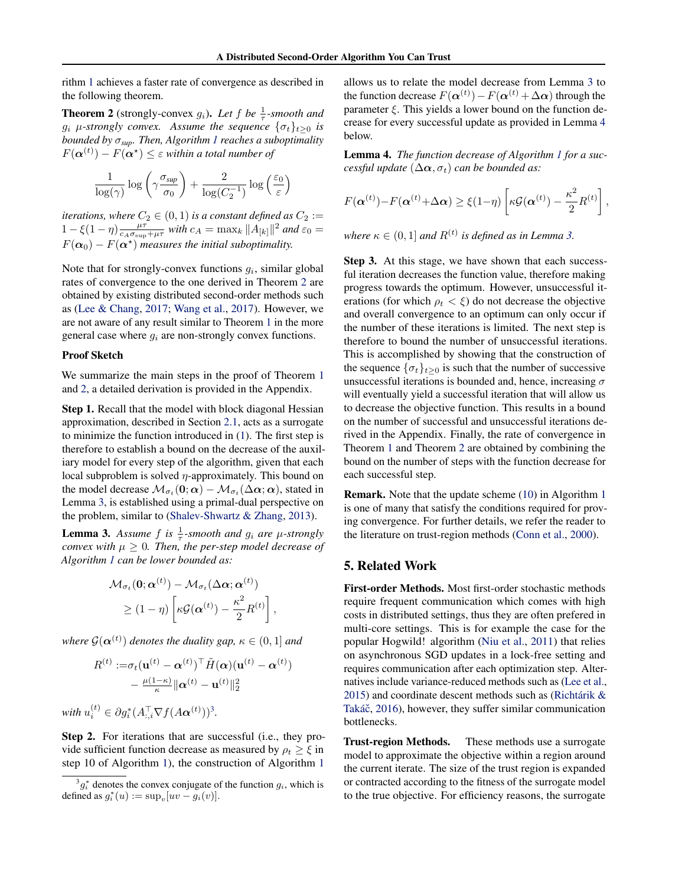rithm 1 achieves a faster rate of convergence as described in the following theorem.

**Theorem 2** (strongly-convex $g_i$). *Let $f$ be $\frac{1}{\tau}$-smooth and $g_i$ $\mu$-strongly convex. Assume the sequence $\{\sigma_t\}_{t\geq 0}$ is bounded by $\sigma_{sup}$. Then, Algorithm 1 reaches a suboptimality $F(\boldsymbol{\alpha}^{(t)}) - F(\boldsymbol{\alpha}^{\star}) \leq \varepsilon$ within a total number of*

$$\frac{1}{\log(\gamma)} \log\left(\gamma \frac{\sigma_{sup}}{\sigma_0}\right) + \frac{2}{\log(C_2^{-1})} \log\left(\frac{\varepsilon_0}{\varepsilon}\right)$$

*iterations, where $C_2 \in (0,1)$ is a constant defined as $C_2 := 1 - \xi(1-\eta)\frac{\mu\tau}{c_A \sigma_{\text{sup}} + \mu\tau}$ with $c_A = \max_k \|A_{[k]}\|^2$ and $\varepsilon_0 = F(\boldsymbol{\alpha}_0) - F(\boldsymbol{\alpha}^{\star})$ measures the initial suboptimality.*

Note that for strongly-convex functions $g_i$, similar global rates of convergence to the one derived in Theorem 2 are obtained by existing distributed second-order methods such as (Lee & Chang, 2017; Wang et al., 2017). However, we are not aware of any result similar to Theorem 1 in the more general case where $g_i$ are non-strongly convex functions.

**Proof Sketch**

We summarize the main steps in the proof of Theorem 1 and 2, a detailed derivation is provided in the Appendix.

**Step 1.** Recall that the model with block diagonal Hessian approximation, described in Section 2.1, acts as a surrogate to minimize the function introduced in (1). The first step is therefore to establish a bound on the decrease of the auxiliary model for every step of the algorithm, given that each local subproblem is solved $\eta$-approximately. This bound on the model decrease $\mathcal{M}_{\sigma_t}(\mathbf{0};\boldsymbol{\alpha}) - \mathcal{M}_{\sigma_t}(\Delta\boldsymbol{\alpha};\boldsymbol{\alpha})$, stated in Lemma 3, is established using a primal-dual perspective on the problem, similar to (Shalev-Shwartz & Zhang, 2013).

**Lemma 3.** *Assume $f$ is $\frac{1}{\tau}$-smooth and $g_i$ are $\mu$-strongly convex with $\mu \geq 0$. Then, the per-step model decrease of Algorithm 1 can be lower bounded as:*

$$\begin{aligned}\mathcal{M}_{\sigma_t}&(\mathbf{0};\boldsymbol{\alpha}^{(t)}) - \mathcal{M}_{\sigma_t}(\Delta\boldsymbol{\alpha};\boldsymbol{\alpha}^{(t)}) \\ &\geq (1-\eta)\left[\kappa\mathcal{G}(\boldsymbol{\alpha}^{(t)}) - \frac{\kappa^2}{2}R^{(t)}\right],\end{aligned}$$

*where $\mathcal{G}(\boldsymbol{\alpha}^{(t)})$ denotes the duality gap, $\kappa \in (0,1]$ and*

$$\begin{aligned}R^{(t)} :=& \sigma_t(\mathbf{u}^{(t)} - \boldsymbol{\alpha}^{(t)})^\top \tilde{H}(\boldsymbol{\alpha})(\mathbf{u}^{(t)} - \boldsymbol{\alpha}^{(t)}) \\ &- \tfrac{\mu(1-\kappa)}{\kappa}\|\boldsymbol{\alpha}^{(t)} - \mathbf{u}^{(t)}\|_2^2\end{aligned}$$

*with $u_i^{(t)} \in \partial g_i^*(A_{:,i}^\top \nabla f(A\boldsymbol{\alpha}^{(t)}))$*[3].

**Step 2.** For iterations that are successful (i.e., they provide sufficient function decrease as measured by $\rho_t \geq \xi$ in step 10 of Algorithm 1), the construction of Algorithm 1 allows us to relate the model decrease from Lemma 3 to the function decrease $F(\boldsymbol{\alpha}^{(t)}) - F(\boldsymbol{\alpha}^{(t)} + \Delta\boldsymbol{\alpha})$ through the parameter $\xi$. This yields a lower bound on the function decrease for every successful update as provided in Lemma 4 below.

**Lemma 4.** *The function decrease of Algorithm 1 for a successful update $(\Delta\boldsymbol{\alpha}, \sigma_t)$ can be bounded as:*

$$F(\boldsymbol{\alpha}^{(t)}) - F(\boldsymbol{\alpha}^{(t)} + \Delta\boldsymbol{\alpha}) \geq \xi(1-\eta)\left[\kappa\mathcal{G}(\boldsymbol{\alpha}^{(t)}) - \frac{\kappa^2}{2}R^{(t)}\right],$$

*where $\kappa \in (0,1]$ and $R^{(t)}$ is defined as in Lemma 3.*

**Step 3.** At this stage, we have shown that each successful iteration decreases the function value, therefore making progress towards the optimum. However, unsuccessful iterations (for which $\rho_t < \xi$) do not decrease the objective and overall convergence to an optimum can only occur if the number of these iterations is limited. The next step is therefore to bound the number of unsuccessful iterations. This is accomplished by showing that the construction of the sequence $\{\sigma_t\}_{t\geq 0}$ is such that the number of successive unsuccessful iterations is bounded and, hence, increasing $\sigma$ will eventually yield a successful iteration that will allow us to decrease the objective function. This results in a bound on the number of successful and unsuccessful iterations derived in the Appendix. Finally, the rate of convergence in Theorem 1 and Theorem 2 are obtained by combining the bound on the number of steps with the function decrease for each successful step.

**Remark.** Note that the update scheme (10) in Algorithm 1 is one of many that satisfy the conditions required for proving convergence. For further details, we refer the reader to the literature on trust-region methods (Conn et al., 2000).

## 5. Related Work

**First-order Methods.** Most first-order stochastic methods require frequent communication which comes with high costs in distributed settings, thus they are often prefered in multi-core settings. This is for example the case for the popular Hogwild! algorithm (Niu et al., 2011) that relies on asynchronous SGD updates in a lock-free setting and requires communication after each optimization step. Alternatives include variance-reduced methods such as (Lee et al., 2015) and coordinate descent methods such as (Richtárik & Takáč, 2016), however, they suffer similar communication bottlenecks.

**Trust-region Methods.** These methods use a surrogate model to approximate the objective within a region around the current iterate. The size of the trust region is expanded or contracted according to the fitness of the surrogate model to the true objective. For efficiency reasons, the surrogate

[3] $g_i^*$ denotes the convex conjugate of the function $g_i$, which is defined as $g_i^*(u) := \sup_v [uv - g_i(v)]$.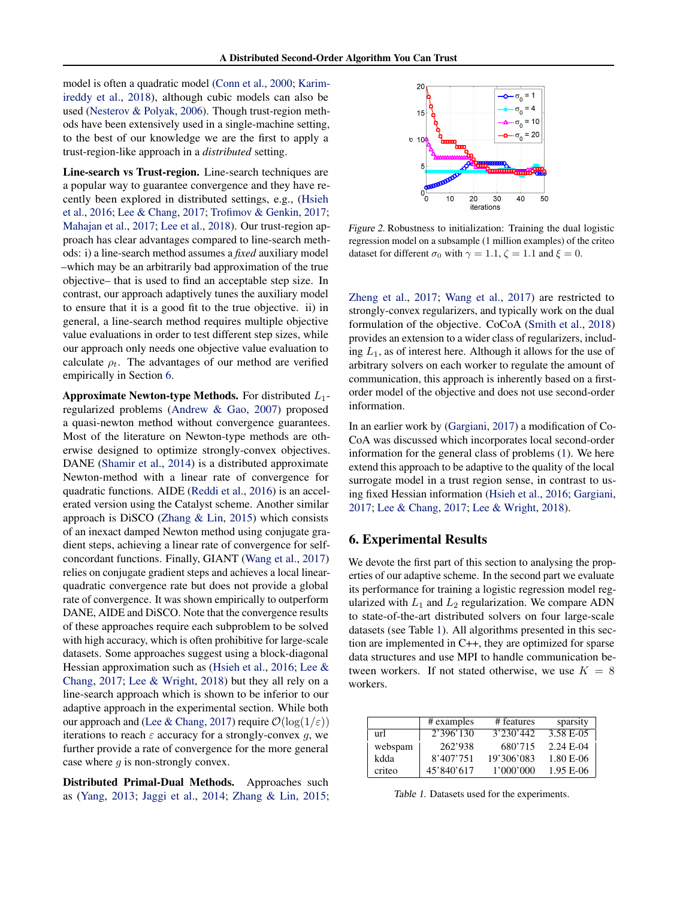model is often a quadratic model (Conn et al., 2000; Karimireddy et al., 2018), although cubic models can also be used (Nesterov & Polyak, 2006). Though trust-region methods have been extensively used in a single-machine setting, to the best of our knowledge we are the first to apply a trust-region-like approach in a *distributed* setting.

**Line-search vs Trust-region.** Line-search techniques are a popular way to guarantee convergence and they have recently been explored in distributed settings, e.g., (Hsieh et al., 2016; Lee & Chang, 2017; Trofimov & Genkin, 2017; Mahajan et al., 2017; Lee et al., 2018). Our trust-region approach has clear advantages compared to line-search methods: i) a line-search method assumes a *fixed* auxiliary model –which may be an arbitrarily bad approximation of the true objective– that is used to find an acceptable step size. In contrast, our approach adaptively tunes the auxiliary model to ensure that it is a good fit to the true objective. ii) in general, a line-search method requires multiple objective value evaluations in order to test different step sizes, while our approach only needs one objective value evaluation to calculate $\rho_t$. The advantages of our method are verified empirically in Section 6.

**Approximate Newton-type Methods.** For distributed $L_1$-regularized problems (Andrew & Gao, 2007) proposed a quasi-newton method without convergence guarantees. Most of the literature on Newton-type methods are otherwise designed to optimize strongly-convex objectives. DANE (Shamir et al., 2014) is a distributed approximate Newton-method with a linear rate of convergence for quadratic functions. AIDE (Reddi et al., 2016) is an accelerated version using the Catalyst scheme. Another similar approach is DiSCO (Zhang & Lin, 2015) which consists of an inexact damped Newton method using conjugate gradient steps, achieving a linear rate of convergence for self-concordant functions. Finally, GIANT (Wang et al., 2017) relies on conjugate gradient steps and achieves a local linear-quadratic convergence rate but does not provide a global rate of convergence. It was shown empirically to outperform DANE, AIDE and DiSCO. Note that the convergence results of these approaches require each subproblem to be solved with high accuracy, which is often prohibitive for large-scale datasets. Some approaches suggest using a block-diagonal Hessian approximation such as (Hsieh et al., 2016; Lee & Chang, 2017; Lee & Wright, 2018) but they all rely on a line-search approach which is shown to be inferior to our adaptive approach in the experimental section. While both our approach and (Lee & Chang, 2017) require $\mathcal{O}(\log(1/\varepsilon))$ iterations to reach $\varepsilon$ accuracy for a strongly-convex $g$, we further provide a rate of convergence for the more general case where $g$ is non-strongly convex.

**Distributed Primal-Dual Methods.** Approaches such as (Yang, 2013; Jaggi et al., 2014; Zhang & Lin, 2015; Zheng et al., 2017; Wang et al., 2017) are restricted to strongly-convex regularizers, and typically work on the dual formulation of the objective. CoCoA (Smith et al., 2018) provides an extension to a wider class of regularizers, including $L_1$, as of interest here. Although it allows for the use of arbitrary solvers on each worker to regulate the amount of communication, this approach is inherently based on a first-order model of the objective and does not use second-order information.

Figure 2. Robustness to initialization: Training the dual logistic regression model on a subsample (1 million examples) of the criteo dataset for different $\sigma_0$ with $\gamma = 1.1$, $\zeta = 1.1$ and $\xi = 0$.

In an earlier work by (Gargiani, 2017) a modification of CoCoA was discussed which incorporates local second-order information for the general class of problems (1). We here extend this approach to be adaptive to the quality of the local surrogate model in a trust region sense, in contrast to using fixed Hessian information (Hsieh et al., 2016; Gargiani, 2017; Lee & Chang, 2017; Lee & Wright, 2018).

## 6. Experimental Results

We devote the first part of this section to analysing the properties of our adaptive scheme. In the second part we evaluate its performance for training a logistic regression model regularized with $L_1$ and $L_2$ regularization. We compare ADN to state-of-the-art distributed solvers on four large-scale datasets (see Table 1). All algorithms presented in this section are implemented in C++, they are optimized for sparse data structures and use MPI to handle communication between workers. If not stated otherwise, we use $K = 8$ workers.

| | # examples | # features | sparsity |
|---|---|---|---|
| url | 2'396'130 | 3'230'442 | 3.58 E-05 |
| webspam | 262'938 | 680'715 | 2.24 E-04 |
| kdda | 8'407'751 | 19'306'083 | 1.80 E-06 |
| criteo | 45'840'617 | 1'000'000 | 1.95 E-06 |

Table 1. Datasets used for the experiments.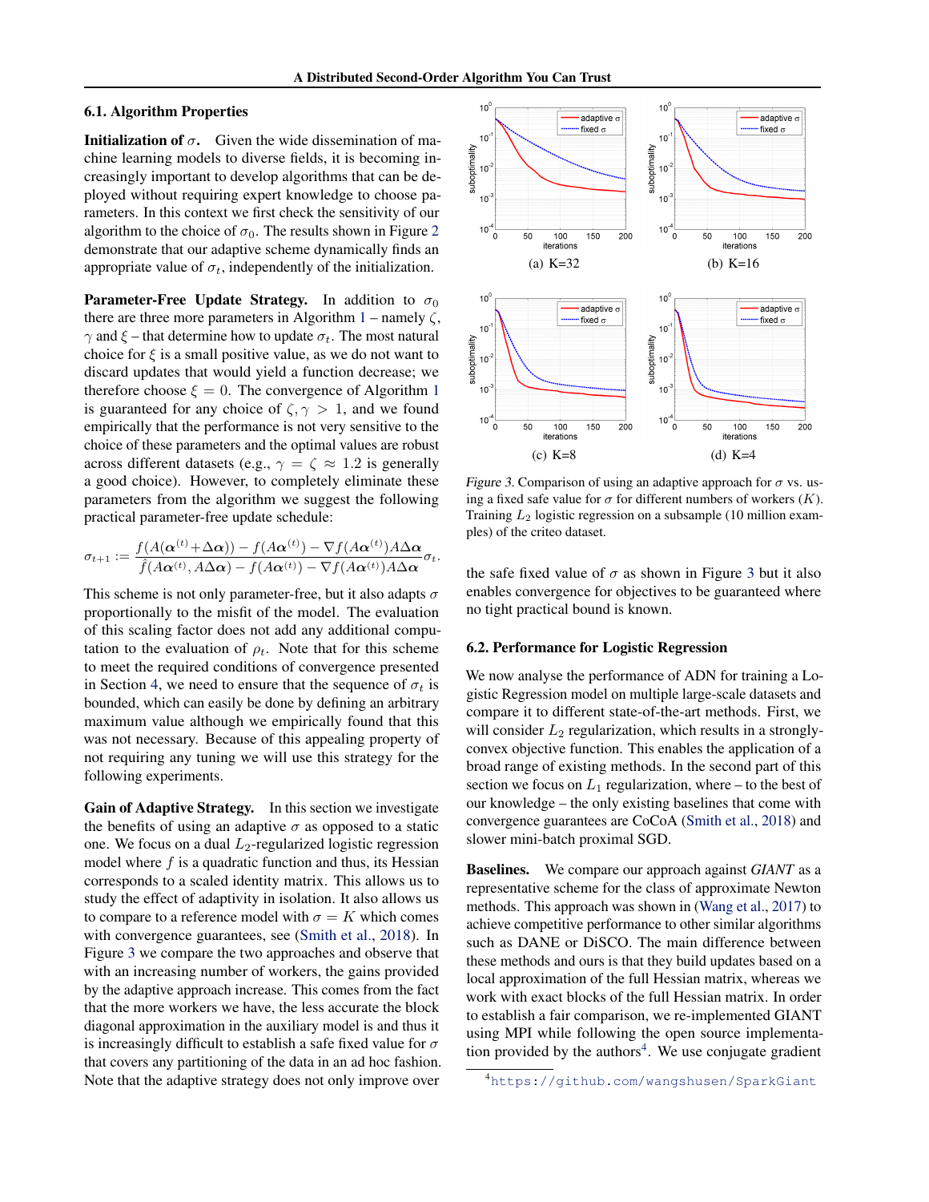### 6.1. Algorithm Properties

**Initialization of $\sigma$.** Given the wide dissemination of machine learning models to diverse fields, it is becoming increasingly important to develop algorithms that can be deployed without requiring expert knowledge to choose parameters. In this context we first check the sensitivity of our algorithm to the choice of $\sigma_0$. The results shown in Figure 2 demonstrate that our adaptive scheme dynamically finds an appropriate value of $\sigma_t$, independently of the initialization.

**Parameter-Free Update Strategy.** In addition to $\sigma_0$ there are three more parameters in Algorithm 1 – namely $\zeta$, $\gamma$ and $\xi$ – that determine how to update $\sigma_t$. The most natural choice for $\xi$ is a small positive value, as we do not want to discard updates that would yield a function decrease; we therefore choose $\xi = 0$. The convergence of Algorithm 1 is guaranteed for any choice of $\zeta, \gamma > 1$, and we found empirically that the performance is not very sensitive to the choice of these parameters and the optimal values are robust across different datasets (e.g., $\gamma = \zeta \approx 1.2$ is generally a good choice). However, to completely eliminate these parameters from the algorithm we suggest the following practical parameter-free update schedule:

$$\sigma_{t+1} := \frac{f(A(\boldsymbol{\alpha}^{(t)}+\Delta\boldsymbol{\alpha})) - f(A\boldsymbol{\alpha}^{(t)}) - \nabla f(A\boldsymbol{\alpha}^{(t)})A\Delta\boldsymbol{\alpha}}{\hat{f}(A\boldsymbol{\alpha}^{(t)}, A\Delta\boldsymbol{\alpha}) - f(A\boldsymbol{\alpha}^{(t)}) - \nabla f(A\boldsymbol{\alpha}^{(t)})A\Delta\boldsymbol{\alpha}}\sigma_t.$$

This scheme is not only parameter-free, but it also adapts $\sigma$ proportionally to the misfit of the model. The evaluation of this scaling factor does not add any additional computation to the evaluation of $\rho_t$. Note that for this scheme to meet the required conditions of convergence presented in Section 4, we need to ensure that the sequence of $\sigma_t$ is bounded, which can easily be done by defining an arbitrary maximum value although we empirically found that this was not necessary. Because of this appealing property of not requiring any tuning we will use this strategy for the following experiments.

**Gain of Adaptive Strategy.** In this section we investigate the benefits of using an adaptive $\sigma$ as opposed to a static one. We focus on a dual $L_2$-regularized logistic regression model where $f$ is a quadratic function and thus, its Hessian corresponds to a scaled identity matrix. This allows us to study the effect of adaptivity in isolation. It also allows us to compare to a reference model with $\sigma = K$ which comes with convergence guarantees, see (Smith et al., 2018). In Figure 3 we compare the two approaches and observe that with an increasing number of workers, the gains provided by the adaptive approach increase. This comes from the fact that the more workers we have, the less accurate the block diagonal approximation in the auxiliary model is and thus it is increasingly difficult to establish a safe fixed value for $\sigma$ that covers any partitioning of the data in an ad hoc fashion. Note that the adaptive strategy does not only improve over the safe fixed value of $\sigma$ as shown in Figure 3 but it also enables convergence for objectives to be guaranteed where no tight practical bound is known.

(a) K=32 (b) K=16 (c) K=8 (d) K=4

*Figure 3.* Comparison of using an adaptive approach for $\sigma$ vs. using a fixed safe value for $\sigma$ for different numbers of workers ($K$). Training $L_2$ logistic regression on a subsample (10 million examples) of the criteo dataset.

### 6.2. Performance for Logistic Regression

We now analyse the performance of ADN for training a Logistic Regression model on multiple large-scale datasets and compare it to different state-of-the-art methods. First, we will consider $L_2$ regularization, which results in a strongly-convex objective function. This enables the application of a broad range of existing methods. In the second part of this section we focus on $L_1$ regularization, where – to the best of our knowledge – the only existing baselines that come with convergence guarantees are CoCoA (Smith et al., 2018) and slower mini-batch proximal SGD.

**Baselines.** We compare our approach against *GIANT* as a representative scheme for the class of approximate Newton methods. This approach was shown in (Wang et al., 2017) to achieve competitive performance to other similar algorithms such as DANE or DiSCO. The main difference between these methods and ours is that they build updates based on a local approximation of the full Hessian matrix, whereas we work with exact blocks of the full Hessian matrix. In order to establish a fair comparison, we re-implemented GIANT using MPI while following the open source implementation provided by the authors[4]. We use conjugate gradient

[4] https://github.com/wangshusen/SparkGiant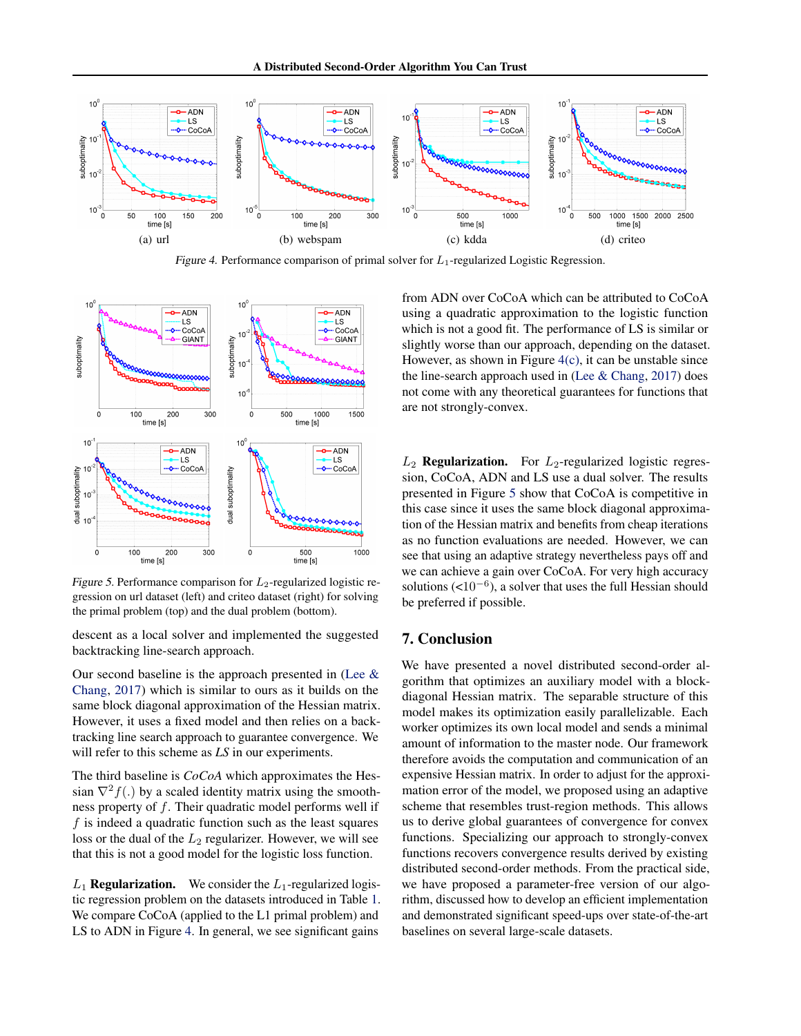(a) url (b) webspam (c) kdda (d) criteo

*Figure 4.* Performance comparison of primal solver for $L_1$-regularized Logistic Regression.

*Figure 5.* Performance comparison for $L_2$-regularized logistic regression on url dataset (left) and criteo dataset (right) for solving the primal problem (top) and the dual problem (bottom).

descent as a local solver and implemented the suggested backtracking line-search approach.

Our second baseline is the approach presented in (Lee & Chang, 2017) which is similar to ours as it builds on the same block diagonal approximation of the Hessian matrix. However, it uses a fixed model and then relies on a backtracking line search approach to guarantee convergence. We will refer to this scheme as *LS* in our experiments.

The third baseline is *CoCoA* which approximates the Hessian $\nabla^2 f(.)$ by a scaled identity matrix using the smoothness property of $f$. Their quadratic model performs well if $f$ is indeed a quadratic function such as the least squares loss or the dual of the $L_2$ regularizer. However, we will see that this is not a good model for the logistic loss function.

$L_1$ **Regularization.** We consider the $L_1$-regularized logistic regression problem on the datasets introduced in Table 1. We compare CoCoA (applied to the L1 primal problem) and LS to ADN in Figure 4. In general, we see significant gains from ADN over CoCoA which can be attributed to CoCoA using a quadratic approximation to the logistic function which is not a good fit. The performance of LS is similar or slightly worse than our approach, depending on the dataset. However, as shown in Figure 4(c), it can be unstable since the line-search approach used in (Lee & Chang, 2017) does not come with any theoretical guarantees for functions that are not strongly-convex.

$L_2$ **Regularization.** For $L_2$-regularized logistic regression, CoCoA, ADN and LS use a dual solver. The results presented in Figure 5 show that CoCoA is competitive in this case since it uses the same block diagonal approximation of the Hessian matrix and benefits from cheap iterations as no function evaluations are needed. However, we can see that using an adaptive strategy nevertheless pays off and we can achieve a gain over CoCoA. For very high accuracy solutions ($<10^{-6}$), a solver that uses the full Hessian should be preferred if possible.

## 7. Conclusion

We have presented a novel distributed second-order algorithm that optimizes an auxiliary model with a block-diagonal Hessian matrix. The separable structure of this model makes its optimization easily parallelizable. Each worker optimizes its own local model and sends a minimal amount of information to the master node. Our framework therefore avoids the computation and communication of an expensive Hessian matrix. In order to adjust for the approximation error of the model, we proposed using an adaptive scheme that resembles trust-region methods. This allows us to derive global guarantees of convergence for convex functions. Specializing our approach to strongly-convex functions recovers convergence results derived by existing distributed second-order methods. From the practical side, we have proposed a parameter-free version of our algorithm, discussed how to develop an efficient implementation and demonstrated significant speed-ups over state-of-the-art baselines on several large-scale datasets.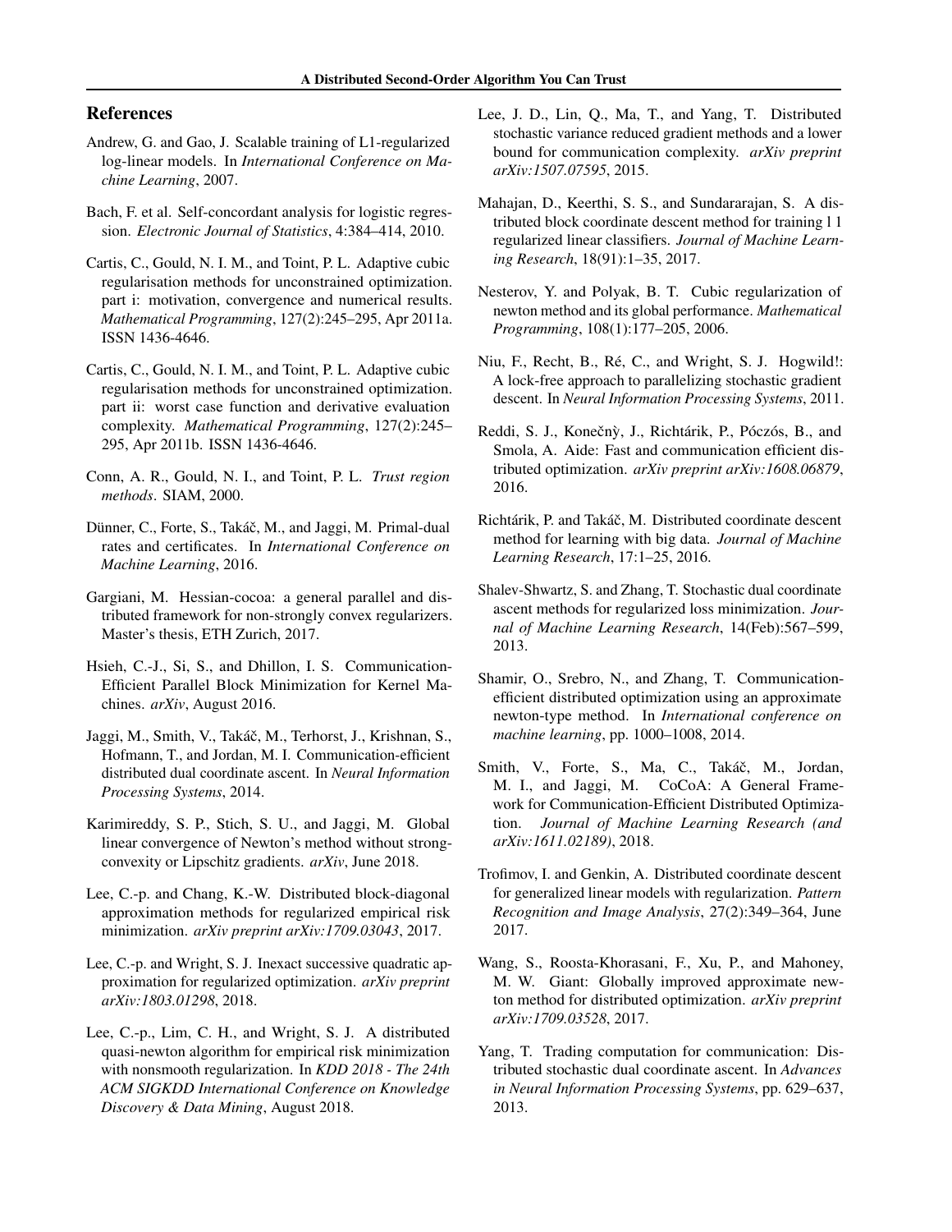## References

Andrew, G. and Gao, J. Scalable training of L1-regularized log-linear models. In *International Conference on Machine Learning*, 2007.

Bach, F. et al. Self-concordant analysis for logistic regression. *Electronic Journal of Statistics*, 4:384–414, 2010.

Cartis, C., Gould, N. I. M., and Toint, P. L. Adaptive cubic regularisation methods for unconstrained optimization. part i: motivation, convergence and numerical results. *Mathematical Programming*, 127(2):245–295, Apr 2011a. ISSN 1436-4646.

Cartis, C., Gould, N. I. M., and Toint, P. L. Adaptive cubic regularisation methods for unconstrained optimization. part ii: worst case function and derivative evaluation complexity. *Mathematical Programming*, 127(2):245–295, Apr 2011b. ISSN 1436-4646.

Conn, A. R., Gould, N. I., and Toint, P. L. *Trust region methods*. SIAM, 2000.

Dünner, C., Forte, S., Takáč, M., and Jaggi, M. Primal-dual rates and certificates. In *International Conference on Machine Learning*, 2016.

Gargiani, M. Hessian-cocoa: a general parallel and distributed framework for non-strongly convex regularizers. Master's thesis, ETH Zurich, 2017.

Hsieh, C.-J., Si, S., and Dhillon, I. S. Communication-Efficient Parallel Block Minimization for Kernel Machines. *arXiv*, August 2016.

Jaggi, M., Smith, V., Takáč, M., Terhorst, J., Krishnan, S., Hofmann, T., and Jordan, M. I. Communication-efficient distributed dual coordinate ascent. In *Neural Information Processing Systems*, 2014.

Karimireddy, S. P., Stich, S. U., and Jaggi, M. Global linear convergence of Newton's method without strong-convexity or Lipschitz gradients. *arXiv*, June 2018.

Lee, C.-p. and Chang, K.-W. Distributed block-diagonal approximation methods for regularized empirical risk minimization. *arXiv preprint arXiv:1709.03043*, 2017.

Lee, C.-p. and Wright, S. J. Inexact successive quadratic approximation for regularized optimization. *arXiv preprint arXiv:1803.01298*, 2018.

Lee, C.-p., Lim, C. H., and Wright, S. J. A distributed quasi-newton algorithm for empirical risk minimization with nonsmooth regularization. In *KDD 2018 - The 24th ACM SIGKDD International Conference on Knowledge Discovery & Data Mining*, August 2018.

Lee, J. D., Lin, Q., Ma, T., and Yang, T. Distributed stochastic variance reduced gradient methods and a lower bound for communication complexity. *arXiv preprint arXiv:1507.07595*, 2015.

Mahajan, D., Keerthi, S. S., and Sundararajan, S. A distributed block coordinate descent method for training l 1 regularized linear classifiers. *Journal of Machine Learning Research*, 18(91):1–35, 2017.

Nesterov, Y. and Polyak, B. T. Cubic regularization of newton method and its global performance. *Mathematical Programming*, 108(1):177–205, 2006.

Niu, F., Recht, B., Ré, C., and Wright, S. J. Hogwild!: A lock-free approach to parallelizing stochastic gradient descent. In *Neural Information Processing Systems*, 2011.

Reddi, S. J., Konečnỳ, J., Richtárik, P., Póczós, B., and Smola, A. Aide: Fast and communication efficient distributed optimization. *arXiv preprint arXiv:1608.06879*, 2016.

Richtárik, P. and Takáč, M. Distributed coordinate descent method for learning with big data. *Journal of Machine Learning Research*, 17:1–25, 2016.

Shalev-Shwartz, S. and Zhang, T. Stochastic dual coordinate ascent methods for regularized loss minimization. *Journal of Machine Learning Research*, 14(Feb):567–599, 2013.

Shamir, O., Srebro, N., and Zhang, T. Communication-efficient distributed optimization using an approximate newton-type method. In *International conference on machine learning*, pp. 1000–1008, 2014.

Smith, V., Forte, S., Ma, C., Takáč, M., Jordan, M. I., and Jaggi, M. CoCoA: A General Framework for Communication-Efficient Distributed Optimization. *Journal of Machine Learning Research (and arXiv:1611.02189)*, 2018.

Trofimov, I. and Genkin, A. Distributed coordinate descent for generalized linear models with regularization. *Pattern Recognition and Image Analysis*, 27(2):349–364, June 2017.

Wang, S., Roosta-Khorasani, F., Xu, P., and Mahoney, M. W. Giant: Globally improved approximate newton method for distributed optimization. *arXiv preprint arXiv:1709.03528*, 2017.

Yang, T. Trading computation for communication: Distributed stochastic dual coordinate ascent. In *Advances in Neural Information Processing Systems*, pp. 629–637, 2013.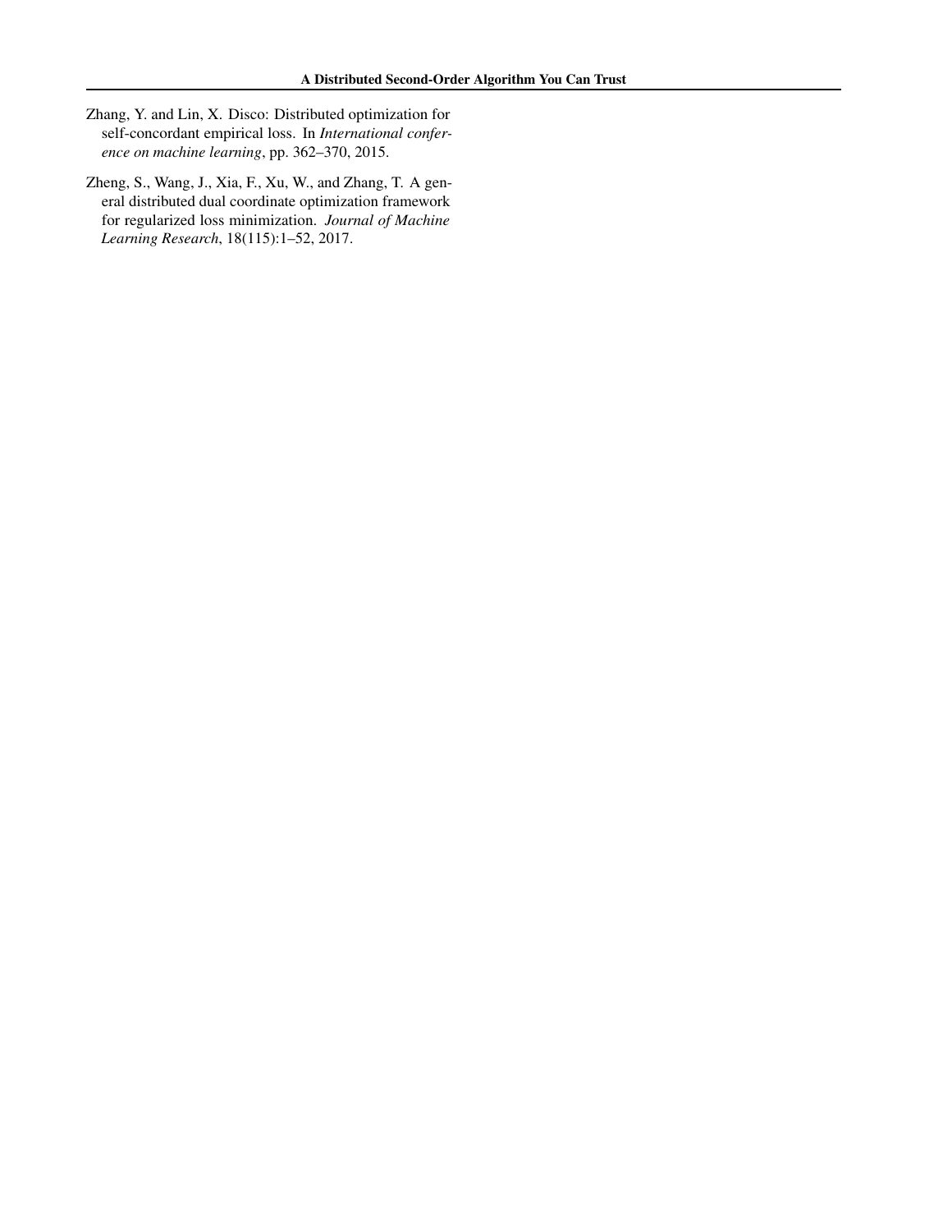Zhang, Y. and Lin, X. Disco: Distributed optimization for self-concordant empirical loss. In *International conference on machine learning*, pp. 362–370, 2015.

Zheng, S., Wang, J., Xia, F., Xu, W., and Zhang, T. A general distributed dual coordinate optimization framework for regularized loss minimization. *Journal of Machine Learning Research*, 18(115):1–52, 2017.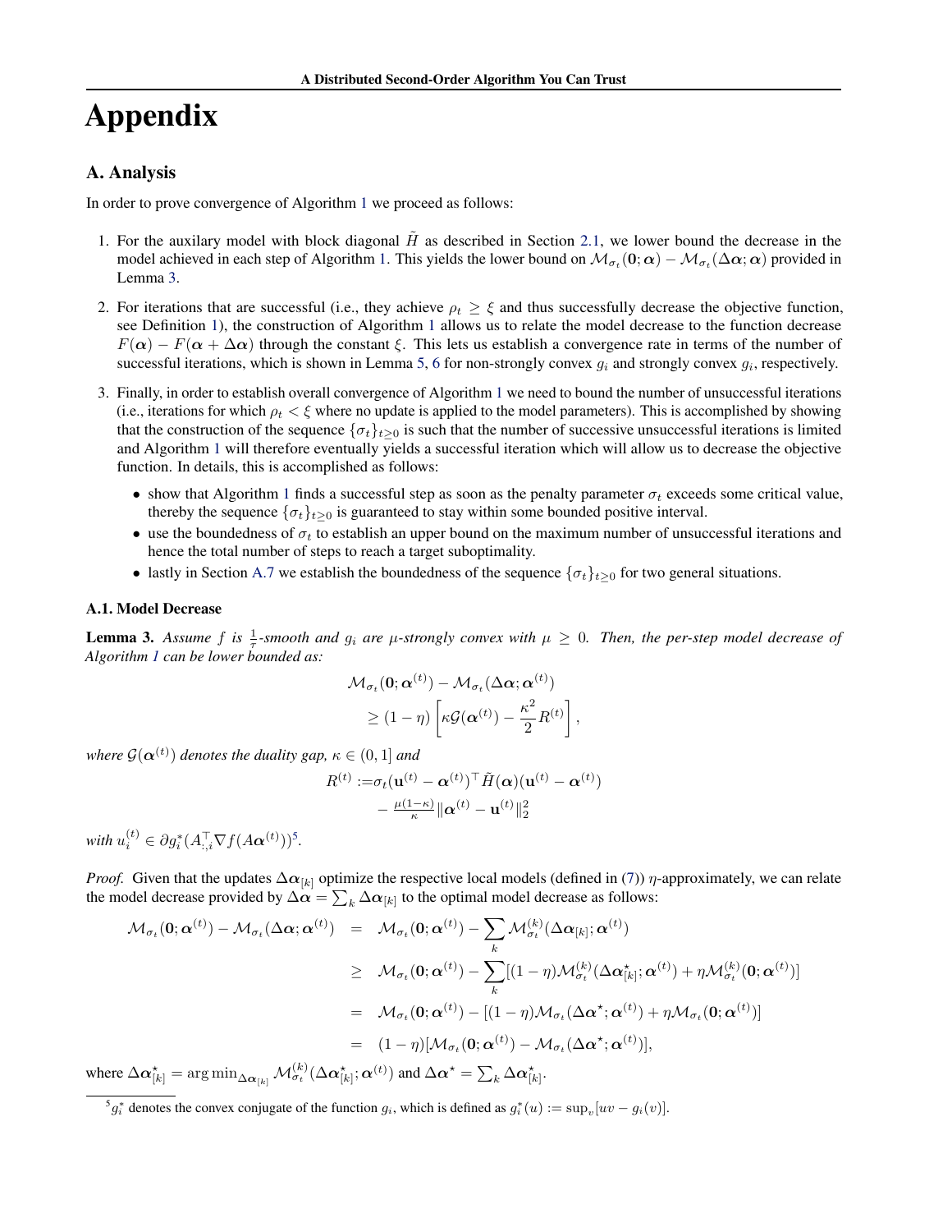# Appendix

## A. Analysis

In order to prove convergence of Algorithm 1 we proceed as follows:

1. For the auxilary model with block diagonal $\tilde{H}$ as described in Section 2.1, we lower bound the decrease in the model achieved in each step of Algorithm 1. This yields the lower bound on $\mathcal{M}_{\sigma_t}(\mathbf{0};\boldsymbol{\alpha}) - \mathcal{M}_{\sigma_t}(\Delta\boldsymbol{\alpha};\boldsymbol{\alpha})$ provided in Lemma 3.
2. For iterations that are successful (i.e., they achieve $\rho_t \geq \xi$ and thus successfully decrease the objective function, see Definition 1), the construction of Algorithm 1 allows us to relate the model decrease to the function decrease $F(\boldsymbol{\alpha}) - F(\boldsymbol{\alpha} + \Delta\boldsymbol{\alpha})$ through the constant $\xi$. This lets us establish a convergence rate in terms of the number of successful iterations, which is shown in Lemma 5, 6 for non-strongly convex $g_i$ and strongly convex $g_i$, respectively.
3. Finally, in order to establish overall convergence of Algorithm 1 we need to bound the number of unsuccessful iterations (i.e., iterations for which $\rho_t < \xi$ where no update is applied to the model parameters). This is accomplished by showing that the construction of the sequence $\{\sigma_t\}_{t\geq 0}$ is such that the number of successive unsuccessful iterations is limited and Algorithm 1 will therefore eventually yields a successful iteration which will allow us to decrease the objective function. In details, this is accomplished as follows:
   - show that Algorithm 1 finds a successful step as soon as the penalty parameter $\sigma_t$ exceeds some critical value, thereby the sequence $\{\sigma_t\}_{t\geq 0}$ is guaranteed to stay within some bounded positive interval.
   - use the boundedness of $\sigma_t$ to establish an upper bound on the maximum number of unsuccessful iterations and hence the total number of steps to reach a target suboptimality.
   - lastly in Section A.7 we establish the boundedness of the sequence $\{\sigma_t\}_{t\geq 0}$ for two general situations.

### A.1. Model Decrease

**Lemma 3.** *Assume $f$ is $\frac{1}{\tau}$-smooth and $g_i$ are $\mu$-strongly convex with $\mu \geq 0$. Then, the per-step model decrease of Algorithm 1 can be lower bounded as:*

$$
\begin{aligned}
&\mathcal{M}_{\sigma_t}(\mathbf{0};\boldsymbol{\alpha}^{(t)}) - \mathcal{M}_{\sigma_t}(\Delta\boldsymbol{\alpha};\boldsymbol{\alpha}^{(t)}) \\
&\quad \geq (1-\eta)\left[\kappa\mathcal{G}(\boldsymbol{\alpha}^{(t)}) - \frac{\kappa^2}{2}R^{(t)}\right],
\end{aligned}
$$

*where $\mathcal{G}(\boldsymbol{\alpha}^{(t)})$ denotes the duality gap, $\kappa \in (0,1]$ and*

$$
\begin{aligned}
R^{(t)} :=& \sigma_t(\mathbf{u}^{(t)} - \boldsymbol{\alpha}^{(t)})^\top \tilde{H}(\boldsymbol{\alpha})(\mathbf{u}^{(t)} - \boldsymbol{\alpha}^{(t)}) \\
&- \tfrac{\mu(1-\kappa)}{\kappa}\|\boldsymbol{\alpha}^{(t)} - \mathbf{u}^{(t)}\|_2^2
\end{aligned}
$$

*with $u_i^{(t)} \in \partial g_i^*(A_{:,i}^\top \nabla f(A\boldsymbol{\alpha}^{(t)}))$*[5].

*Proof.* Given that the updates $\Delta\boldsymbol{\alpha}_{[k]}$ optimize the respective local models (defined in (7)) $\eta$-approximately, we can relate the model decrease provided by $\Delta\boldsymbol{\alpha} = \sum_k \Delta\boldsymbol{\alpha}_{[k]}$ to the optimal model decrease as follows:

$$
\begin{aligned}
\mathcal{M}_{\sigma_t}(\mathbf{0};\boldsymbol{\alpha}^{(t)}) - \mathcal{M}_{\sigma_t}(\Delta\boldsymbol{\alpha};\boldsymbol{\alpha}^{(t)}) &= \mathcal{M}_{\sigma_t}(\mathbf{0};\boldsymbol{\alpha}^{(t)}) - \sum_k \mathcal{M}_{\sigma_t}^{(k)}(\Delta\boldsymbol{\alpha}_{[k]};\boldsymbol{\alpha}^{(t)}) \\
&\geq \mathcal{M}_{\sigma_t}(\mathbf{0};\boldsymbol{\alpha}^{(t)}) - \sum_k [(1-\eta)\mathcal{M}_{\sigma_t}^{(k)}(\Delta\boldsymbol{\alpha}_{[k]}^\star;\boldsymbol{\alpha}^{(t)}) + \eta\mathcal{M}_{\sigma_t}^{(k)}(\mathbf{0};\boldsymbol{\alpha}^{(t)})] \\
&= \mathcal{M}_{\sigma_t}(\mathbf{0};\boldsymbol{\alpha}^{(t)}) - [(1-\eta)\mathcal{M}_{\sigma_t}(\Delta\boldsymbol{\alpha}^\star;\boldsymbol{\alpha}^{(t)}) + \eta\mathcal{M}_{\sigma_t}(\mathbf{0};\boldsymbol{\alpha}^{(t)})] \\
&= (1-\eta)[\mathcal{M}_{\sigma_t}(\mathbf{0};\boldsymbol{\alpha}^{(t)}) - \mathcal{M}_{\sigma_t}(\Delta\boldsymbol{\alpha}^\star;\boldsymbol{\alpha}^{(t)})],
\end{aligned}
$$

where $\Delta\boldsymbol{\alpha}_{[k]}^\star = \arg\min_{\Delta\boldsymbol{\alpha}_{[k]}} \mathcal{M}_{\sigma_t}^{(k)}(\Delta\boldsymbol{\alpha}_{[k]}^\star;\boldsymbol{\alpha}^{(t)})$ and $\Delta\boldsymbol{\alpha}^\star = \sum_k \Delta\boldsymbol{\alpha}_{[k]}^\star$.

[5] $g_i^*$ denotes the convex conjugate of the function $g_i$, which is defined as $g_i^*(u) := \sup_v [uv - g_i(v)]$.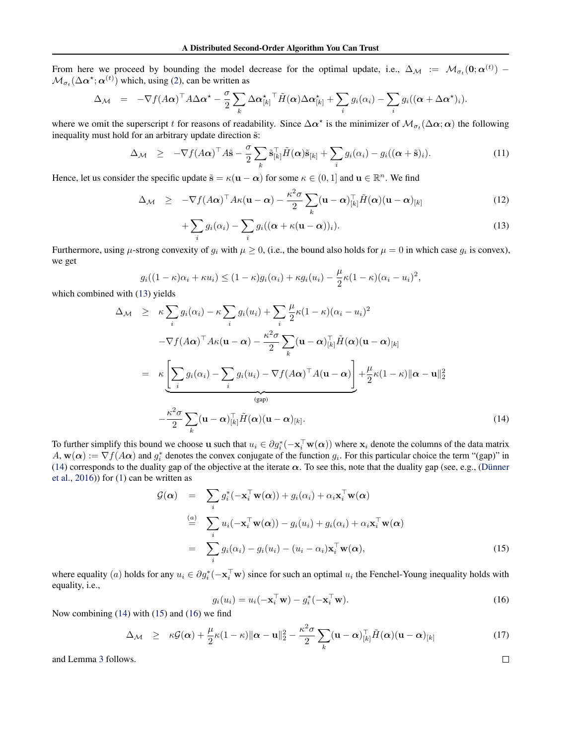From here we proceed by bounding the model decrease for the optimal update, i.e., $\Delta_{\mathcal{M}} := \mathcal{M}_{\sigma_t}(\mathbf{0}; \boldsymbol{\alpha}^{(t)}) - \mathcal{M}_{\sigma_t}(\Delta\boldsymbol{\alpha}^\star; \boldsymbol{\alpha}^{(t)})$ which, using (2), can be written as

$$\Delta_{\mathcal{M}} = -\nabla f(A\boldsymbol{\alpha})^\top A \Delta\boldsymbol{\alpha}^\star - \frac{\sigma}{2}\sum_k \Delta\boldsymbol{\alpha}^{\star\top}_{[k]} \tilde{H}(\boldsymbol{\alpha}) \Delta\boldsymbol{\alpha}^\star_{[k]} + \sum_i g_i(\alpha_i) - \sum_i g_i((\boldsymbol{\alpha} + \Delta\boldsymbol{\alpha}^\star)_i).$$

where we omit the superscript $t$ for reasons of readability. Since $\Delta\boldsymbol{\alpha}^\star$ is the minimizer of $\mathcal{M}_{\sigma_t}(\Delta\boldsymbol{\alpha}; \boldsymbol{\alpha})$ the following inequality must hold for an arbitrary update direction $\tilde{\mathbf{s}}$:

$$\Delta_{\mathcal{M}} \geq -\nabla f(A\boldsymbol{\alpha})^\top A\tilde{\mathbf{s}} - \frac{\sigma}{2}\sum_k \tilde{\mathbf{s}}_{[k]}^\top \tilde{H}(\boldsymbol{\alpha})\tilde{\mathbf{s}}_{[k]} + \sum_i g_i(\alpha_i) - g_i((\boldsymbol{\alpha} + \tilde{\mathbf{s}})_i). \tag{11}$$

Hence, let us consider the specific update $\tilde{\mathbf{s}} = \kappa(\mathbf{u} - \boldsymbol{\alpha})$ for some $\kappa \in (0, 1]$ and $\mathbf{u} \in \mathbb{R}^n$. We find

$$\Delta_{\mathcal{M}} \geq -\nabla f(A\boldsymbol{\alpha})^\top A\kappa(\mathbf{u} - \boldsymbol{\alpha}) - \frac{\kappa^2\sigma}{2}\sum_k (\mathbf{u} - \boldsymbol{\alpha})_{[k]}^\top \tilde{H}(\boldsymbol{\alpha})(\mathbf{u} - \boldsymbol{\alpha})_{[k]} \tag{12}$$

$$+ \sum_i g_i(\alpha_i) - \sum_i g_i((\boldsymbol{\alpha} + \kappa(\mathbf{u} - \boldsymbol{\alpha}))_i). \tag{13}$$

Furthermore, using $\mu$-strong convexity of $g_i$ with $\mu \geq 0$, (i.e., the bound also holds for $\mu = 0$ in which case $g_i$ is convex), we get

$$g_i((1-\kappa)\alpha_i + \kappa u_i) \leq (1-\kappa)g_i(\alpha_i) + \kappa g_i(u_i) - \frac{\mu}{2}\kappa(1-\kappa)(\alpha_i - u_i)^2,$$

which combined with (13) yields

$$\begin{aligned}
\Delta_{\mathcal{M}} &\geq \kappa\sum_i g_i(\alpha_i) - \kappa\sum_i g_i(u_i) + \sum_i \frac{\mu}{2}\kappa(1-\kappa)(\alpha_i - u_i)^2 \\
&\quad -\nabla f(A\boldsymbol{\alpha})^\top A\kappa(\mathbf{u} - \boldsymbol{\alpha}) - \frac{\kappa^2\sigma}{2}\sum_k (\mathbf{u} - \boldsymbol{\alpha})_{[k]}^\top \tilde{H}(\boldsymbol{\alpha})(\mathbf{u} - \boldsymbol{\alpha})_{[k]} \\
&= \underbrace{\kappa\left[\sum_i g_i(\alpha_i) - \sum_i g_i(u_i) - \nabla f(A\boldsymbol{\alpha})^\top A(\mathbf{u} - \boldsymbol{\alpha})\right]}_{\text{(gap)}} + \frac{\mu}{2}\kappa(1-\kappa)\|\boldsymbol{\alpha} - \mathbf{u}\|_2^2 \\
&\quad - \frac{\kappa^2\sigma}{2}\sum_k (\mathbf{u} - \boldsymbol{\alpha})_{[k]}^\top \tilde{H}(\boldsymbol{\alpha})(\mathbf{u} - \boldsymbol{\alpha})_{[k]}.
\end{aligned} \tag{14}$$

To further simplify this bound we choose $\mathbf{u}$ such that $u_i \in \partial g_i^*(-\mathbf{x}_i^\top \mathbf{w}(\boldsymbol{\alpha}))$ where $\mathbf{x}_i$ denote the columns of the data matrix $A$, $\mathbf{w}(\boldsymbol{\alpha}) := \nabla f(A\boldsymbol{\alpha})$ and $g_i^*$ denotes the convex conjugate of the function $g_i$. For this particular choice the term "(gap)" in (14) corresponds to the duality gap of the objective at the iterate $\boldsymbol{\alpha}$. To see this, note that the duality gap (see, e.g., (Dünner et al., 2016)) for (1) can be written as

$$\begin{aligned}
\mathcal{G}(\boldsymbol{\alpha}) &= \sum_i g_i^*(-\mathbf{x}_i^\top \mathbf{w}(\boldsymbol{\alpha})) + g_i(\alpha_i) + \alpha_i \mathbf{x}_i^\top \mathbf{w}(\boldsymbol{\alpha}) \\
&\overset{(a)}{=} \sum_i u_i(-\mathbf{x}_i^\top \mathbf{w}(\boldsymbol{\alpha})) - g_i(u_i) + g_i(\alpha_i) + \alpha_i \mathbf{x}_i^\top \mathbf{w}(\boldsymbol{\alpha}) \\
&= \sum_i g_i(\alpha_i) - g_i(u_i) - (u_i - \alpha_i)\mathbf{x}_i^\top \mathbf{w}(\boldsymbol{\alpha}),
\end{aligned} \tag{15}$$

where equality $(a)$ holds for any $u_i \in \partial g_i^*(-\mathbf{x}_i^\top \mathbf{w})$ since for such an optimal $u_i$ the Fenchel-Young inequality holds with equality, i.e.,

$$g_i(u_i) = u_i(-\mathbf{x}_i^\top \mathbf{w}) - g_i^*(-\mathbf{x}_i^\top \mathbf{w}). \tag{16}$$

Now combining (14) with (15) and (16) we find

$$\Delta_{\mathcal{M}} \geq \kappa\mathcal{G}(\boldsymbol{\alpha}) + \frac{\mu}{2}\kappa(1-\kappa)\|\boldsymbol{\alpha} - \mathbf{u}\|_2^2 - \frac{\kappa^2\sigma}{2}\sum_k (\mathbf{u} - \boldsymbol{\alpha})_{[k]}^\top \tilde{H}(\boldsymbol{\alpha})(\mathbf{u} - \boldsymbol{\alpha})_{[k]} \tag{17}$$

and Lemma 3 follows. □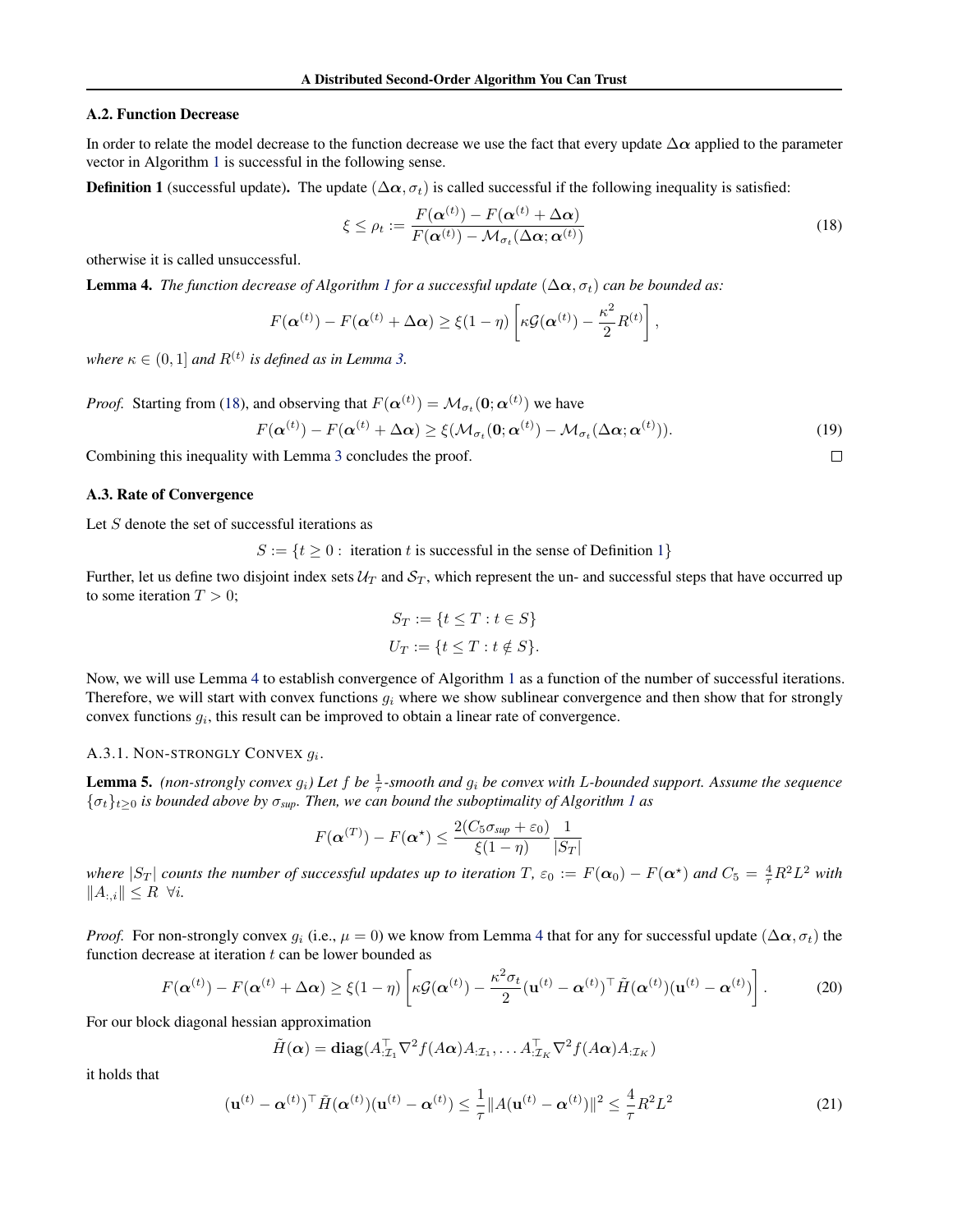### A.2. Function Decrease

In order to relate the model decrease to the function decrease we use the fact that every update $\Delta\boldsymbol{\alpha}$ applied to the parameter vector in Algorithm 1 is successful in the following sense.

**Definition 1** (successful update). The update $(\Delta\boldsymbol{\alpha}, \sigma_t)$ is called successful if the following inequality is satisfied:

$$\xi \leq \rho_t := \frac{F(\boldsymbol{\alpha}^{(t)}) - F(\boldsymbol{\alpha}^{(t)} + \Delta\boldsymbol{\alpha})}{F(\boldsymbol{\alpha}^{(t)}) - \mathcal{M}_{\sigma_t}(\Delta\boldsymbol{\alpha}; \boldsymbol{\alpha}^{(t)})} \tag{18}$$

otherwise it is called unsuccessful.

**Lemma 4.** *The function decrease of Algorithm 1 for a successful update $(\Delta\boldsymbol{\alpha}, \sigma_t)$ can be bounded as:*

$$F(\boldsymbol{\alpha}^{(t)}) - F(\boldsymbol{\alpha}^{(t)} + \Delta\boldsymbol{\alpha}) \geq \xi(1-\eta)\left[\kappa\mathcal{G}(\boldsymbol{\alpha}^{(t)}) - \frac{\kappa^2}{2}R^{(t)}\right],$$

*where $\kappa \in (0, 1]$ and $R^{(t)}$ is defined as in Lemma 3.*

*Proof.* Starting from (18), and observing that $F(\boldsymbol{\alpha}^{(t)}) = \mathcal{M}_{\sigma_t}(\mathbf{0}; \boldsymbol{\alpha}^{(t)})$ we have

$$F(\boldsymbol{\alpha}^{(t)}) - F(\boldsymbol{\alpha}^{(t)} + \Delta\boldsymbol{\alpha}) \geq \xi(\mathcal{M}_{\sigma_t}(\mathbf{0}; \boldsymbol{\alpha}^{(t)}) - \mathcal{M}_{\sigma_t}(\Delta\boldsymbol{\alpha}; \boldsymbol{\alpha}^{(t)})). \tag{19}$$

Combining this inequality with Lemma 3 concludes the proof. □

### A.3. Rate of Convergence

Let $S$ denote the set of successful iterations as

$$S := \{t \geq 0 : \text{ iteration } t \text{ is successful in the sense of Definition 1}\}$$

Further, let us define two disjoint index sets $\mathcal{U}_T$ and $\mathcal{S}_T$, which represent the un- and successful steps that have occurred up to some iteration $T > 0$;

$$S_T := \{t \leq T : t \in S\}$$
$$U_T := \{t \leq T : t \notin S\}.$$

Now, we will use Lemma 4 to establish convergence of Algorithm 1 as a function of the number of successful iterations. Therefore, we will start with convex functions $g_i$ where we show sublinear convergence and then show that for strongly convex functions $g_i$, this result can be improved to obtain a linear rate of convergence.

#### A.3.1. Non-strongly Convex $g_i$.

**Lemma 5.** *(non-strongly convex $g_i$) Let $f$ be $\frac{1}{\tau}$-smooth and $g_i$ be convex with $L$-bounded support. Assume the sequence $\{\sigma_t\}_{t\geq 0}$ is bounded above by $\sigma_{sup}$. Then, we can bound the suboptimality of Algorithm 1 as*

$$F(\boldsymbol{\alpha}^{(T)}) - F(\boldsymbol{\alpha}^\star) \leq \frac{2(C_5\sigma_{sup} + \varepsilon_0)}{\xi(1-\eta)}\frac{1}{|S_T|}$$

*where $|S_T|$ counts the number of successful updates up to iteration $T$, $\varepsilon_0 := F(\boldsymbol{\alpha}_0) - F(\boldsymbol{\alpha}^\star)$ and $C_5 = \frac{4}{\tau}R^2L^2$ with $\|A_{:,i}\| \leq R \ \ \forall i$.*

*Proof.* For non-strongly convex $g_i$ (i.e., $\mu = 0$) we know from Lemma 4 that for any for successful update $(\Delta\boldsymbol{\alpha}, \sigma_t)$ the function decrease at iteration $t$ can be lower bounded as

$$F(\boldsymbol{\alpha}^{(t)}) - F(\boldsymbol{\alpha}^{(t)} + \Delta\boldsymbol{\alpha}) \geq \xi(1-\eta)\left[\kappa\mathcal{G}(\boldsymbol{\alpha}^{(t)}) - \frac{\kappa^2\sigma_t}{2}(\mathbf{u}^{(t)} - \boldsymbol{\alpha}^{(t)})^\top\tilde{H}(\boldsymbol{\alpha}^{(t)})(\mathbf{u}^{(t)} - \boldsymbol{\alpha}^{(t)})\right]. \tag{20}$$

For our block diagonal hessian approximation

$$\tilde{H}(\boldsymbol{\alpha}) = \mathbf{diag}(A_{:\mathcal{I}_1}^\top\nabla^2 f(A\boldsymbol{\alpha})A_{:\mathcal{I}_1}, \ldots A_{:\mathcal{I}_K}^\top\nabla^2 f(A\boldsymbol{\alpha})A_{:\mathcal{I}_K})$$

it holds that

$$(\mathbf{u}^{(t)} - \boldsymbol{\alpha}^{(t)})^\top\tilde{H}(\boldsymbol{\alpha}^{(t)})(\mathbf{u}^{(t)} - \boldsymbol{\alpha}^{(t)}) \leq \frac{1}{\tau}\|A(\mathbf{u}^{(t)} - \boldsymbol{\alpha}^{(t)})\|^2 \leq \frac{4}{\tau}R^2L^2 \tag{21}$$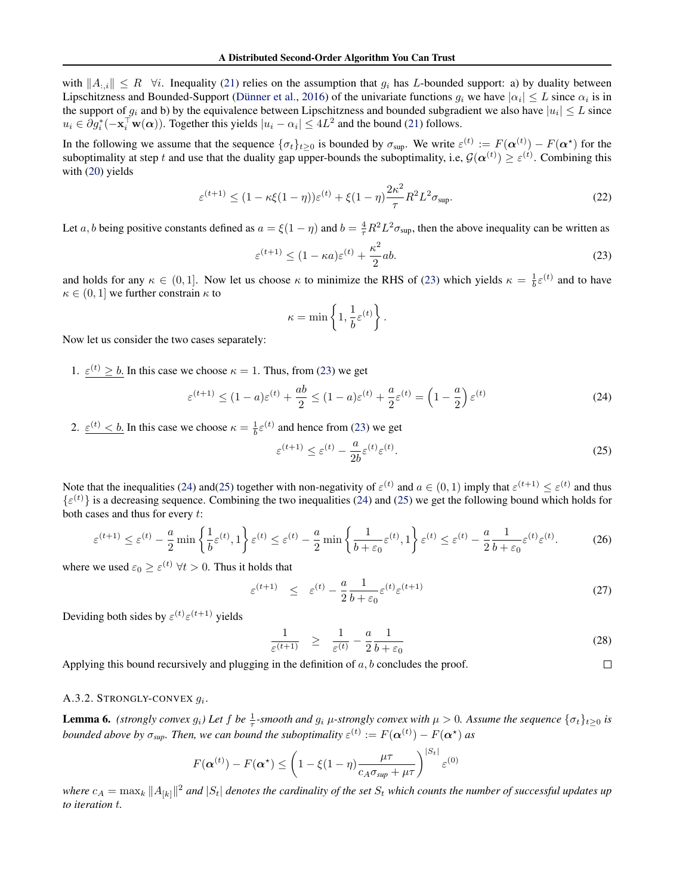with $\|A_{:,i}\| \leq R \;\; \forall i$. Inequality (21) relies on the assumption that $g_i$ has $L$-bounded support: a) by duality between Lipschitzness and Bounded-Support (Dünner et al., 2016) of the univariate functions $g_i$ we have $|\alpha_i| \leq L$ since $\alpha_i$ is in the support of $g_i$ and b) by the equivalence between Lipschitzness and bounded subgradient we also have $|u_i| \leq L$ since $u_i \in \partial g_i^*(-\mathbf{x}_i^\top \mathbf{w}(\boldsymbol{\alpha}))$. Together this yields $|u_i - \alpha_i| \leq 4L^2$ and the bound (21) follows.

In the following we assume that the sequence $\{\sigma_t\}_{t\geq 0}$ is bounded by $\sigma_{\text{sup}}$. We write $\varepsilon^{(t)} := F(\boldsymbol{\alpha}^{(t)}) - F(\boldsymbol{\alpha}^\star)$ for the suboptimality at step $t$ and use that the duality gap upper-bounds the suboptimality, i.e, $\mathcal{G}(\boldsymbol{\alpha}^{(t)}) \geq \varepsilon^{(t)}$. Combining this with (20) yields

$$\varepsilon^{(t+1)} \leq (1 - \kappa\xi(1-\eta))\varepsilon^{(t)} + \xi(1-\eta)\frac{2\kappa^2}{\tau}R^2L^2\sigma_{\text{sup}}. \tag{22}$$

Let $a, b$ being positive constants defined as $a = \xi(1-\eta)$ and $b = \frac{4}{\tau}R^2L^2\sigma_{\text{sup}}$, then the above inequality can be written as

$$\varepsilon^{(t+1)} \leq (1 - \kappa a)\varepsilon^{(t)} + \frac{\kappa^2}{2}ab. \tag{23}$$

and holds for any $\kappa \in (0, 1]$. Now let us choose $\kappa$ to minimize the RHS of (23) which yields $\kappa = \frac{1}{b}\varepsilon^{(t)}$ and to have $\kappa \in (0, 1]$ we further constrain $\kappa$ to

$$\kappa = \min\left\{1, \frac{1}{b}\varepsilon^{(t)}\right\}.$$

Now let us consider the two cases separately:

1. $\underline{\varepsilon^{(t)} \geq b.}$ In this case we choose $\kappa = 1$. Thus, from (23) we get

$$\varepsilon^{(t+1)} \leq (1-a)\varepsilon^{(t)} + \frac{ab}{2} \leq (1-a)\varepsilon^{(t)} + \frac{a}{2}\varepsilon^{(t)} = \left(1 - \frac{a}{2}\right)\varepsilon^{(t)} \tag{24}$$

2. $\underline{\varepsilon^{(t)} < b.}$ In this case we choose $\kappa = \frac{1}{b}\varepsilon^{(t)}$ and hence from (23) we get

$$\varepsilon^{(t+1)} \leq \varepsilon^{(t)} - \frac{a}{2b}\varepsilon^{(t)}\varepsilon^{(t)}. \tag{25}$$

Note that the inequalities (24) and(25) together with non-negativity of $\varepsilon^{(t)}$ and $a \in (0, 1)$ imply that $\varepsilon^{(t+1)} \leq \varepsilon^{(t)}$ and thus $\{\varepsilon^{(t)}\}$ is a decreasing sequence. Combining the two inequalities (24) and (25) we get the following bound which holds for both cases and thus for every $t$:

$$\varepsilon^{(t+1)} \leq \varepsilon^{(t)} - \frac{a}{2}\min\left\{\frac{1}{b}\varepsilon^{(t)}, 1\right\}\varepsilon^{(t)} \leq \varepsilon^{(t)} - \frac{a}{2}\min\left\{\frac{1}{b+\varepsilon_0}\varepsilon^{(t)}, 1\right\}\varepsilon^{(t)} \leq \varepsilon^{(t)} - \frac{a}{2}\frac{1}{b+\varepsilon_0}\varepsilon^{(t)}\varepsilon^{(t)}. \tag{26}$$

where we used $\varepsilon_0 \geq \varepsilon^{(t)} \; \forall t > 0$. Thus it holds that

$$\varepsilon^{(t+1)} \quad \leq \quad \varepsilon^{(t)} - \frac{a}{2}\frac{1}{b+\varepsilon_0}\varepsilon^{(t)}\varepsilon^{(t+1)} \tag{27}$$

Deviding both sides by $\varepsilon^{(t)}\varepsilon^{(t+1)}$ yields

$$\frac{1}{\varepsilon^{(t+1)}} \quad \geq \quad \frac{1}{\varepsilon^{(t)}} - \frac{a}{2}\frac{1}{b+\varepsilon_0} \tag{28}$$

Applying this bound recursively and plugging in the definition of $a, b$ concludes the proof. $\square$

#### A.3.2. Strongly-convex $g_i$.

**Lemma 6.** *(strongly convex $g_i$) Let $f$ be $\frac{1}{\tau}$-smooth and $g_i$ $\mu$-strongly convex with $\mu > 0$. Assume the sequence $\{\sigma_t\}_{t\geq 0}$ is bounded above by $\sigma_{sup}$. Then, we can bound the suboptimality $\varepsilon^{(t)} := F(\boldsymbol{\alpha}^{(t)}) - F(\boldsymbol{\alpha}^\star)$ as*

$$F(\boldsymbol{\alpha}^{(t)}) - F(\boldsymbol{\alpha}^\star) \leq \left(1 - \xi(1-\eta)\frac{\mu\tau}{c_A\sigma_{sup} + \mu\tau}\right)^{|S_t|}\varepsilon^{(0)}$$

*where $c_A = \max_k \|A_{[k]}\|^2$ and $|S_t|$ denotes the cardinality of the set $S_t$ which counts the number of successful updates up to iteration $t$.*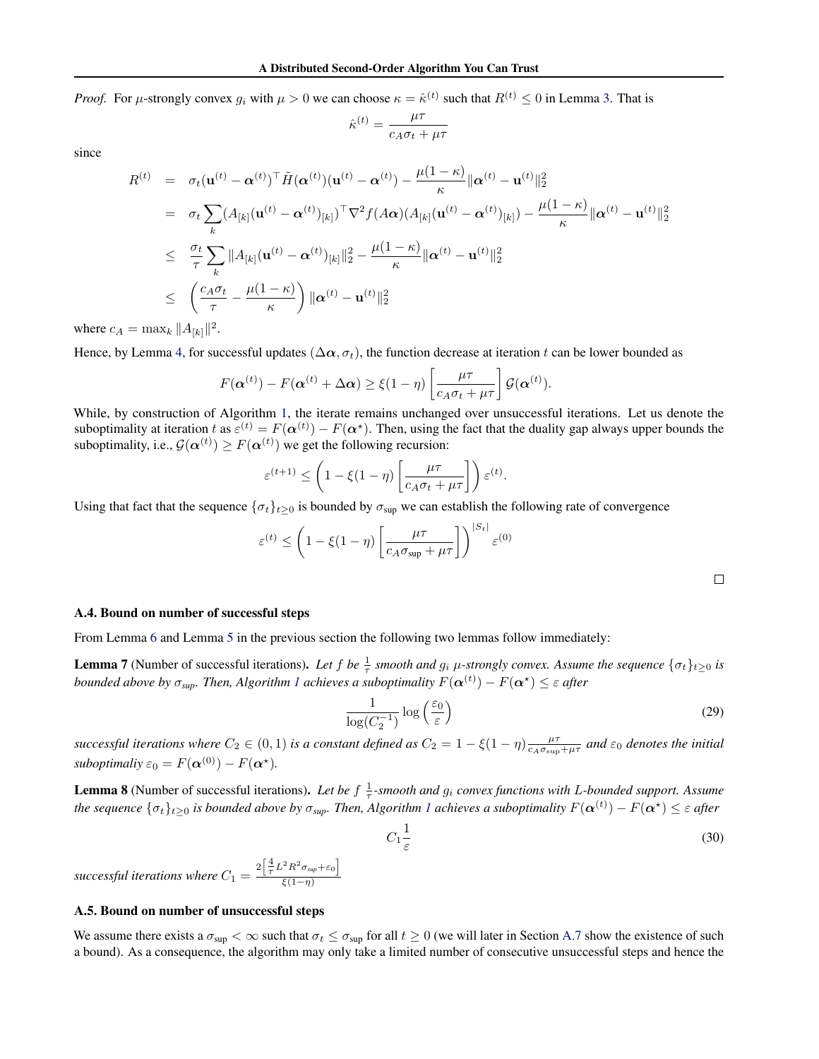*Proof.* For $\mu$-strongly convex $g_i$ with $\mu > 0$ we can choose $\kappa = \hat{\kappa}^{(t)}$ such that $R^{(t)} \leq 0$ in Lemma 3. That is

$$\hat{\kappa}^{(t)} = \frac{\mu\tau}{c_A\sigma_t + \mu\tau}$$

since

$$\begin{aligned}
R^{(t)} &= \sigma_t(\mathbf{u}^{(t)} - \boldsymbol{\alpha}^{(t)})^\top \tilde{H}(\boldsymbol{\alpha}^{(t)})(\mathbf{u}^{(t)} - \boldsymbol{\alpha}^{(t)}) - \frac{\mu(1-\kappa)}{\kappa}\|\boldsymbol{\alpha}^{(t)} - \mathbf{u}^{(t)}\|_2^2 \\
&= \sigma_t \sum_k (A_{[k]}(\mathbf{u}^{(t)} - \boldsymbol{\alpha}^{(t)})_{[k]})^\top \nabla^2 f(A\boldsymbol{\alpha})(A_{[k]}(\mathbf{u}^{(t)} - \boldsymbol{\alpha}^{(t)})_{[k]}) - \frac{\mu(1-\kappa)}{\kappa}\|\boldsymbol{\alpha}^{(t)} - \mathbf{u}^{(t)}\|_2^2 \\
&\leq \frac{\sigma_t}{\tau}\sum_k \|A_{[k]}(\mathbf{u}^{(t)} - \boldsymbol{\alpha}^{(t)})_{[k]}\|_2^2 - \frac{\mu(1-\kappa)}{\kappa}\|\boldsymbol{\alpha}^{(t)} - \mathbf{u}^{(t)}\|_2^2 \\
&\leq \left(\frac{c_A\sigma_t}{\tau} - \frac{\mu(1-\kappa)}{\kappa}\right)\|\boldsymbol{\alpha}^{(t)} - \mathbf{u}^{(t)}\|_2^2
\end{aligned}$$

where $c_A = \max_k \|A_{[k]}\|^2$.

Hence, by Lemma 4, for successful updates $(\Delta\boldsymbol{\alpha}, \sigma_t)$, the function decrease at iteration $t$ can be lower bounded as

$$F(\boldsymbol{\alpha}^{(t)}) - F(\boldsymbol{\alpha}^{(t)} + \Delta\boldsymbol{\alpha}) \geq \xi(1-\eta)\left[\frac{\mu\tau}{c_A\sigma_t + \mu\tau}\right]\mathcal{G}(\boldsymbol{\alpha}^{(t)}).$$

While, by construction of Algorithm 1, the iterate remains unchanged over unsuccessful iterations. Let us denote the suboptimality at iteration $t$ as $\varepsilon^{(t)} = F(\boldsymbol{\alpha}^{(t)}) - F(\boldsymbol{\alpha}^\star)$. Then, using the fact that the duality gap always upper bounds the suboptimality, i.e., $\mathcal{G}(\boldsymbol{\alpha}^{(t)}) \geq F(\boldsymbol{\alpha}^{(t)})$ we get the following recursion:

$$\varepsilon^{(t+1)} \leq \left(1 - \xi(1-\eta)\left[\frac{\mu\tau}{c_A\sigma_t + \mu\tau}\right]\right)\varepsilon^{(t)}.$$

Using that fact that the sequence $\{\sigma_t\}_{t\geq 0}$ is bounded by $\sigma_{\text{sup}}$ we can establish the following rate of convergence

$$\varepsilon^{(t)} \leq \left(1 - \xi(1-\eta)\left[\frac{\mu\tau}{c_A\sigma_{\text{sup}} + \mu\tau}\right]\right)^{|S_t|}\varepsilon^{(0)}$$

□

### A.4. Bound on number of successful steps

From Lemma 6 and Lemma 5 in the previous section the following two lemmas follow immediately:

**Lemma 7** (Number of successful iterations). *Let $f$ be $\frac{1}{\tau}$ smooth and $g_i$ $\mu$-strongly convex. Assume the sequence $\{\sigma_t\}_{t\geq 0}$ is bounded above by $\sigma_{sup}$. Then, Algorithm 1 achieves a suboptimality $F(\boldsymbol{\alpha}^{(t)}) - F(\boldsymbol{\alpha}^\star) \leq \varepsilon$ after*

$$\frac{1}{\log(C_2^{-1})}\log\left(\frac{\varepsilon_0}{\varepsilon}\right) \tag{29}$$

*successful iterations where $C_2 \in (0,1)$ is a constant defined as $C_2 = 1 - \xi(1-\eta)\frac{\mu\tau}{c_A\sigma_{\text{sup}} + \mu\tau}$ and $\varepsilon_0$ denotes the initial suboptimaliy $\varepsilon_0 = F(\boldsymbol{\alpha}^{(0)}) - F(\boldsymbol{\alpha}^\star)$.*

**Lemma 8** (Number of successful iterations). *Let be $f$ $\frac{1}{\tau}$-smooth and $g_i$ convex functions with $L$-bounded support. Assume the sequence $\{\sigma_t\}_{t\geq 0}$ is bounded above by $\sigma_{sup}$. Then, Algorithm 1 achieves a suboptimality $F(\boldsymbol{\alpha}^{(t)}) - F(\boldsymbol{\alpha}^\star) \leq \varepsilon$ after*

$$C_1\frac{1}{\varepsilon} \tag{30}$$

*successful iterations where $C_1 = \frac{2\left[\frac{4}{\tau}L^2R^2\sigma_{sup} + \varepsilon_0\right]}{\xi(1-\eta)}$*

### A.5. Bound on number of unsuccessful steps

We assume there exists a $\sigma_{\text{sup}} < \infty$ such that $\sigma_t \leq \sigma_{\text{sup}}$ for all $t \geq 0$ (we will later in Section A.7 show the existence of such a bound). As a consequence, the algorithm may only take a limited number of consecutive unsuccessful steps and hence the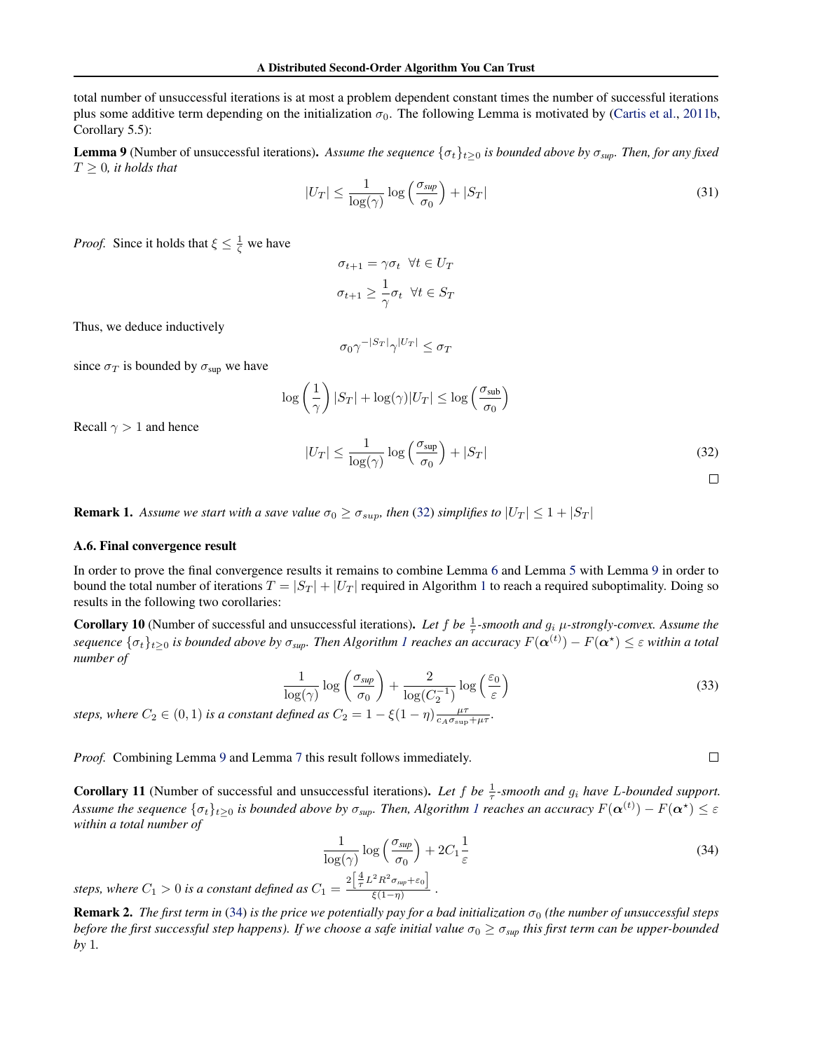total number of unsuccessful iterations is at most a problem dependent constant times the number of successful iterations plus some additive term depending on the initialization $\sigma_0$. The following Lemma is motivated by (Cartis et al., 2011b, Corollary 5.5):

**Lemma 9** (Number of unsuccessful iterations). *Assume the sequence $\{\sigma_t\}_{t\geq 0}$ is bounded above by $\sigma_{sup}$. Then, for any fixed $T \geq 0$, it holds that*

$$|U_T| \leq \frac{1}{\log(\gamma)} \log\left(\frac{\sigma_{sup}}{\sigma_0}\right) + |S_T| \tag{31}$$

*Proof.* Since it holds that $\xi \leq \frac{1}{\zeta}$ we have

$$\sigma_{t+1} = \gamma \sigma_t \quad \forall t \in U_T$$

$$\sigma_{t+1} \geq \frac{1}{\gamma} \sigma_t \quad \forall t \in S_T$$

Thus, we deduce inductively

$$\sigma_0 \gamma^{-|S_T|} \gamma^{|U_T|} \leq \sigma_T$$

since $\sigma_T$ is bounded by $\sigma_{\text{sup}}$ we have

$$\log\left(\frac{1}{\gamma}\right)|S_T| + \log(\gamma)|U_T| \leq \log\left(\frac{\sigma_{\text{sub}}}{\sigma_0}\right)$$

Recall $\gamma > 1$ and hence

$$|U_T| \leq \frac{1}{\log(\gamma)} \log\left(\frac{\sigma_{\text{sup}}}{\sigma_0}\right) + |S_T| \tag{32}$$

□

**Remark 1.** *Assume we start with a save value $\sigma_0 \geq \sigma_{sup}$, then (32) simplifies to $|U_T| \leq 1 + |S_T|$*

### A.6. Final convergence result

In order to prove the final convergence results it remains to combine Lemma 6 and Lemma 5 with Lemma 9 in order to bound the total number of iterations $T = |S_T| + |U_T|$ required in Algorithm 1 to reach a required suboptimality. Doing so results in the following two corollaries:

**Corollary 10** (Number of successful and unsuccessful iterations). *Let $f$ be $\frac{1}{\tau}$-smooth and $g_i$ $\mu$-strongly-convex. Assume the sequence $\{\sigma_t\}_{t\geq 0}$ is bounded above by $\sigma_{sup}$. Then Algorithm 1 reaches an accuracy $F(\boldsymbol{\alpha}^{(t)}) - F(\boldsymbol{\alpha}^\star) \leq \varepsilon$ within a total number of*

$$\frac{1}{\log(\gamma)} \log\left(\frac{\sigma_{sup}}{\sigma_0}\right) + \frac{2}{\log(C_2^{-1})} \log\left(\frac{\varepsilon_0}{\varepsilon}\right) \tag{33}$$

*steps, where $C_2 \in (0, 1)$ is a constant defined as $C_2 = 1 - \xi(1-\eta)\frac{\mu\tau}{c_A \sigma_{\text{sup}} + \mu\tau}$.*

*Proof.* Combining Lemma 9 and Lemma 7 this result follows immediately. □

**Corollary 11** (Number of successful and unsuccessful iterations). *Let $f$ be $\frac{1}{\tau}$-smooth and $g_i$ have $L$-bounded support. Assume the sequence $\{\sigma_t\}_{t\geq 0}$ is bounded above by $\sigma_{sup}$. Then, Algorithm 1 reaches an accuracy $F(\boldsymbol{\alpha}^{(t)}) - F(\boldsymbol{\alpha}^\star) \leq \varepsilon$ within a total number of*

$$\frac{1}{\log(\gamma)} \log\left(\frac{\sigma_{sup}}{\sigma_0}\right) + 2C_1 \frac{1}{\varepsilon} \tag{34}$$

*steps, where $C_1 > 0$ is a constant defined as $C_1 = \frac{2\left[\frac{4}{\tau} L^2 R^2 \sigma_{sup} + \varepsilon_0\right]}{\xi(1-\eta)}$.*

**Remark 2.** *The first term in (34) is the price we potentially pay for a bad initialization $\sigma_0$ (the number of unsuccessful steps before the first successful step happens). If we choose a safe initial value $\sigma_0 \geq \sigma_{sup}$ this first term can be upper-bounded by 1.*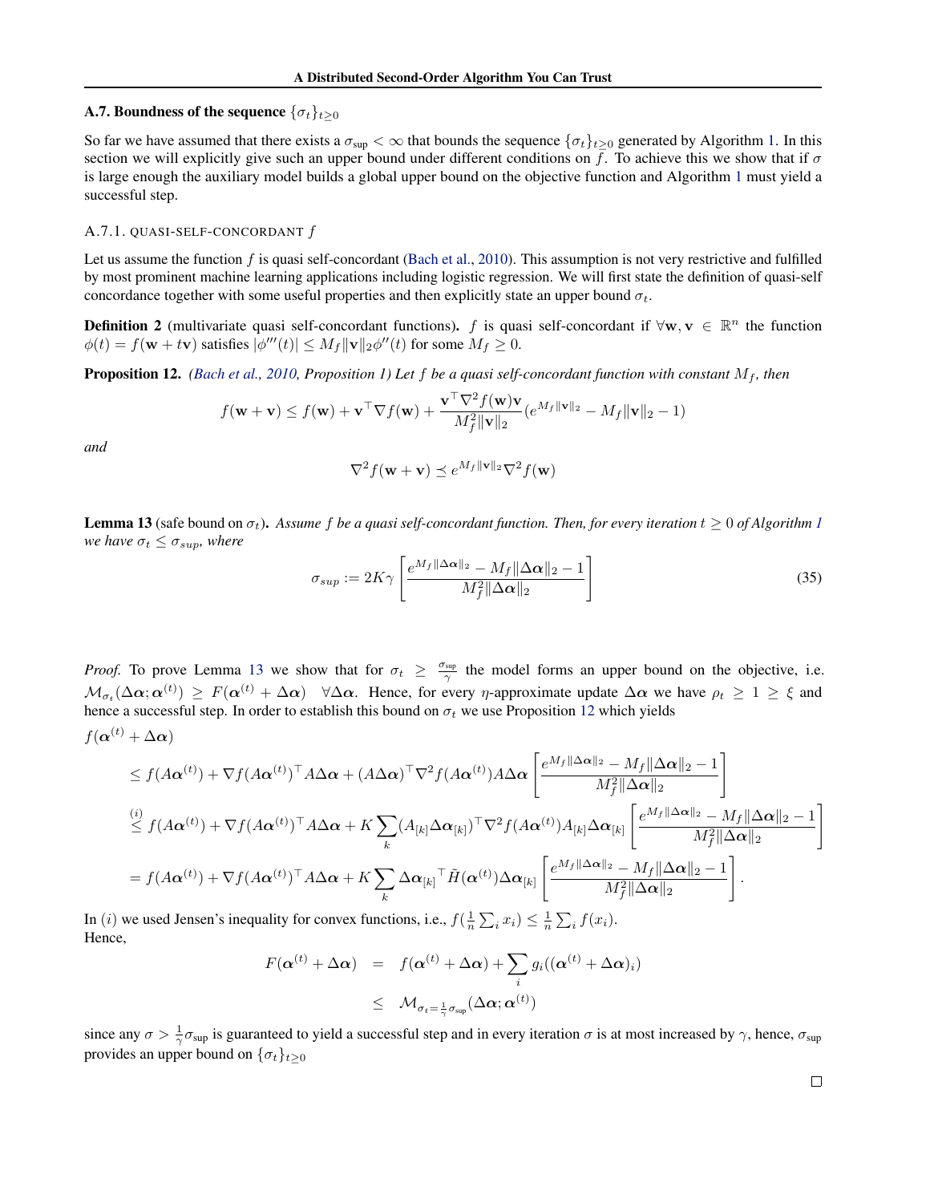### A.7. Boundness of the sequence $\{\sigma_t\}_{t\geq 0}$

So far we have assumed that there exists a $\sigma_{\text{sup}} < \infty$ that bounds the sequence $\{\sigma_t\}_{t\geq 0}$ generated by Algorithm 1. In this section we will explicitly give such an upper bound under different conditions on $f$. To achieve this we show that if $\sigma$ is large enough the auxiliary model builds a global upper bound on the objective function and Algorithm 1 must yield a successful step.

#### A.7.1. QUASI-SELF-CONCORDANT $f$

Let us assume the function $f$ is quasi self-concordant (Bach et al., 2010). This assumption is not very restrictive and fulfilled by most prominent machine learning applications including logistic regression. We will first state the definition of quasi-self concordance together with some useful properties and then explicitly state an upper bound $\sigma_t$.

**Definition 2** (multivariate quasi self-concordant functions)**.** $f$ is quasi self-concordant if $\forall \mathbf{w}, \mathbf{v} \in \mathbb{R}^n$ the function $\phi(t) = f(\mathbf{w} + t\mathbf{v})$ satisfies $|\phi'''(t)| \leq M_f \|\mathbf{v}\|_2 \phi''(t)$ for some $M_f \geq 0$.

**Proposition 12.** *(Bach et al., 2010, Proposition 1) Let $f$ be a quasi self-concordant function with constant $M_f$, then*

$$f(\mathbf{w} + \mathbf{v}) \leq f(\mathbf{w}) + \mathbf{v}^\top \nabla f(\mathbf{w}) + \frac{\mathbf{v}^\top \nabla^2 f(\mathbf{w}) \mathbf{v}}{M_f^2 \|\mathbf{v}\|_2} (e^{M_f \|\mathbf{v}\|_2} - M_f \|\mathbf{v}\|_2 - 1)$$

*and*

$$\nabla^2 f(\mathbf{w} + \mathbf{v}) \preceq e^{M_f \|\mathbf{v}\|_2} \nabla^2 f(\mathbf{w})$$

**Lemma 13** (safe bound on $\sigma_t$)**.** *Assume $f$ be a quasi self-concordant function. Then, for every iteration $t \geq 0$ of Algorithm 1 we have $\sigma_t \leq \sigma_{sup}$, where*

$$\sigma_{sup} := 2K\gamma \left[ \frac{e^{M_f \|\Delta\boldsymbol{\alpha}\|_2} - M_f \|\Delta\boldsymbol{\alpha}\|_2 - 1}{M_f^2 \|\Delta\boldsymbol{\alpha}\|_2} \right] \tag{35}$$

*Proof.* To prove Lemma 13 we show that for $\sigma_t \geq \frac{\sigma_{\text{sup}}}{\gamma}$ the model forms an upper bound on the objective, i.e. $\mathcal{M}_{\sigma_t}(\Delta\boldsymbol{\alpha}; \boldsymbol{\alpha}^{(t)}) \geq F(\boldsymbol{\alpha}^{(t)} + \Delta\boldsymbol{\alpha}) \quad \forall \Delta\boldsymbol{\alpha}$. Hence, for every $\eta$-approximate update $\Delta\boldsymbol{\alpha}$ we have $\rho_t \geq 1 \geq \xi$ and hence a successful step. In order to establish this bound on $\sigma_t$ we use Proposition 12 which yields

$$
\begin{aligned}
&f(\boldsymbol{\alpha}^{(t)} + \Delta\boldsymbol{\alpha}) \\
&\leq f(A\boldsymbol{\alpha}^{(t)}) + \nabla f(A\boldsymbol{\alpha}^{(t)})^\top A\Delta\boldsymbol{\alpha} + (A\Delta\boldsymbol{\alpha})^\top \nabla^2 f(A\boldsymbol{\alpha}^{(t)}) A\Delta\boldsymbol{\alpha} \left[ \frac{e^{M_f \|\Delta\boldsymbol{\alpha}\|_2} - M_f \|\Delta\boldsymbol{\alpha}\|_2 - 1}{M_f^2 \|\Delta\boldsymbol{\alpha}\|_2} \right] \\
&\overset{(i)}{\leq} f(A\boldsymbol{\alpha}^{(t)}) + \nabla f(A\boldsymbol{\alpha}^{(t)})^\top A\Delta\boldsymbol{\alpha} + K \sum_k (A_{[k]}\Delta\boldsymbol{\alpha}_{[k]})^\top \nabla^2 f(A\boldsymbol{\alpha}^{(t)}) A_{[k]}\Delta\boldsymbol{\alpha}_{[k]} \left[ \frac{e^{M_f \|\Delta\boldsymbol{\alpha}\|_2} - M_f \|\Delta\boldsymbol{\alpha}\|_2 - 1}{M_f^2 \|\Delta\boldsymbol{\alpha}\|_2} \right] \\
&= f(A\boldsymbol{\alpha}^{(t)}) + \nabla f(A\boldsymbol{\alpha}^{(t)})^\top A\Delta\boldsymbol{\alpha} + K \sum_k {\Delta\boldsymbol{\alpha}_{[k]}}^\top \tilde{H}(\boldsymbol{\alpha}^{(t)}) \Delta\boldsymbol{\alpha}_{[k]} \left[ \frac{e^{M_f \|\Delta\boldsymbol{\alpha}\|_2} - M_f \|\Delta\boldsymbol{\alpha}\|_2 - 1}{M_f^2 \|\Delta\boldsymbol{\alpha}\|_2} \right].
\end{aligned}
$$

In $(i)$ we used Jensen's inequality for convex functions, i.e., $f(\frac{1}{n}\sum_i x_i) \leq \frac{1}{n}\sum_i f(x_i)$.
Hence,

$$
\begin{aligned}
F(\boldsymbol{\alpha}^{(t)} + \Delta\boldsymbol{\alpha}) &= f(\boldsymbol{\alpha}^{(t)} + \Delta\boldsymbol{\alpha}) + \sum_i g_i((\boldsymbol{\alpha}^{(t)} + \Delta\boldsymbol{\alpha})_i) \\
&\leq \mathcal{M}_{\sigma_t = \frac{1}{\gamma}\sigma_{\text{sup}}}(\Delta\boldsymbol{\alpha}; \boldsymbol{\alpha}^{(t)})
\end{aligned}
$$

since any $\sigma > \frac{1}{\gamma}\sigma_{\text{sup}}$ is guaranteed to yield a successful step and in every iteration $\sigma$ is at most increased by $\gamma$, hence, $\sigma_{\text{sup}}$ provides an upper bound on $\{\sigma_t\}_{t\geq 0}$

□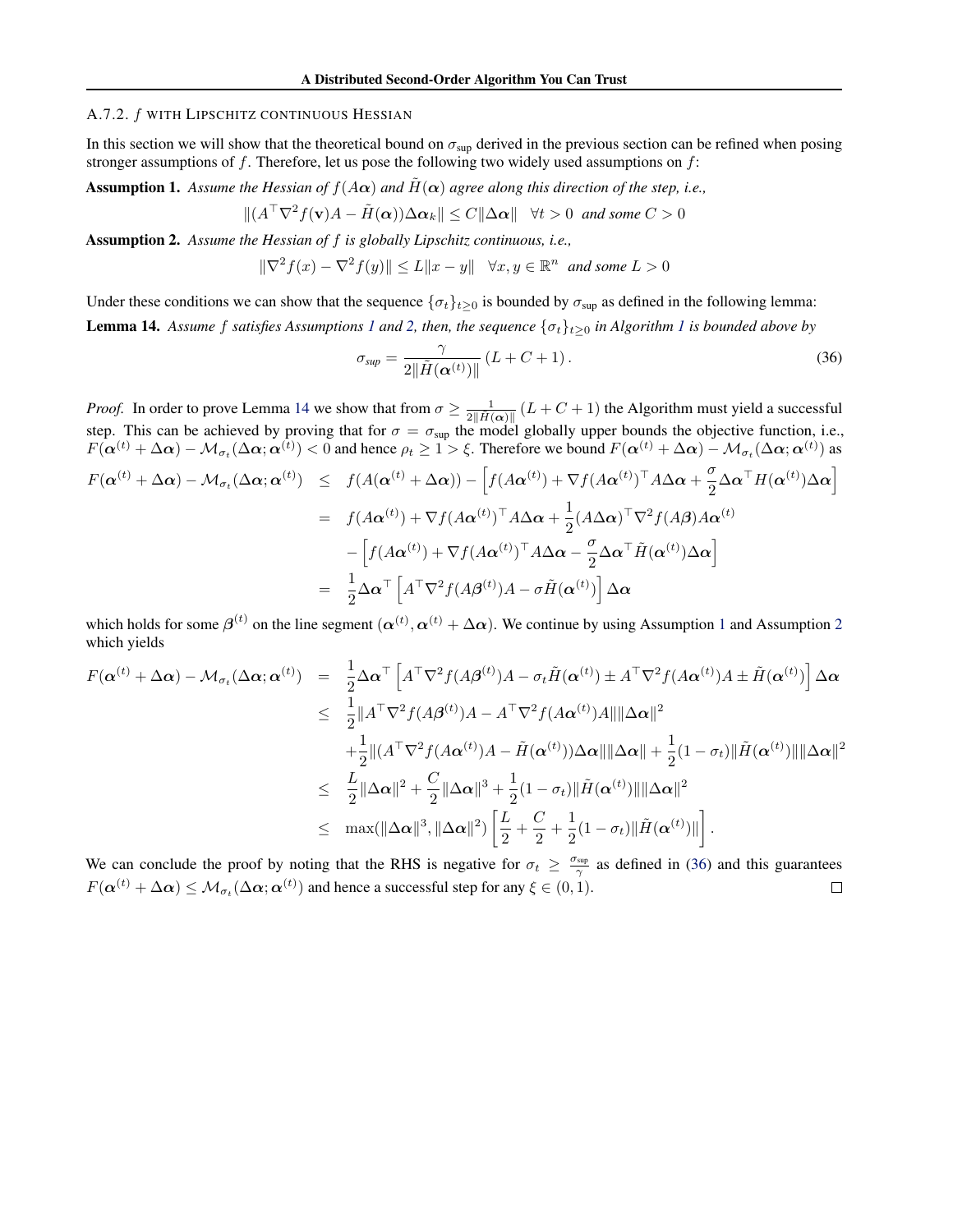### A.7.2. $f$ WITH LIPSCHITZ CONTINUOUS HESSIAN

In this section we will show that the theoretical bound on $\sigma_{\text{sup}}$ derived in the previous section can be refined when posing stronger assumptions of $f$. Therefore, let us pose the following two widely used assumptions on $f$:

**Assumption 1.** *Assume the Hessian of $f(A\boldsymbol{\alpha})$ and $\tilde{H}(\boldsymbol{\alpha})$ agree along this direction of the step, i.e.,*

$$\|(A^\top \nabla^2 f(\mathbf{v})A - \tilde{H}(\boldsymbol{\alpha}))\Delta\boldsymbol{\alpha}_k\| \leq C\|\Delta\boldsymbol{\alpha}\| \quad \forall t > 0 \;\; \text{and some } C > 0$$

**Assumption 2.** *Assume the Hessian of $f$ is globally Lipschitz continuous, i.e.,*

$$\|\nabla^2 f(x) - \nabla^2 f(y)\| \leq L\|x - y\| \quad \forall x, y \in \mathbb{R}^n \;\; \text{and some } L > 0$$

Under these conditions we can show that the sequence $\{\sigma_t\}_{t\geq 0}$ is bounded by $\sigma_{\text{sup}}$ as defined in the following lemma:

**Lemma 14.** *Assume $f$ satisfies Assumptions 1 and 2, then, the sequence $\{\sigma_t\}_{t\geq 0}$ in Algorithm 1 is bounded above by*

$$\sigma_{sup} = \frac{\gamma}{2\|\tilde{H}(\boldsymbol{\alpha}^{(t)})\|}\left(L + C + 1\right). \tag{36}$$

*Proof.* In order to prove Lemma 14 we show that from $\sigma \geq \frac{1}{2\|\tilde{H}(\boldsymbol{\alpha})\|}\left(L + C + 1\right)$ the Algorithm must yield a successful step. This can be achieved by proving that for $\sigma = \sigma_{\text{sup}}$ the model globally upper bounds the objective function, i.e., $F(\boldsymbol{\alpha}^{(t)} + \Delta\boldsymbol{\alpha}) - \mathcal{M}_{\sigma_t}(\Delta\boldsymbol{\alpha}; \boldsymbol{\alpha}^{(t)}) < 0$ and hence $\rho_t \geq 1 > \xi$. Therefore we bound $F(\boldsymbol{\alpha}^{(t)} + \Delta\boldsymbol{\alpha}) - \mathcal{M}_{\sigma_t}(\Delta\boldsymbol{\alpha}; \boldsymbol{\alpha}^{(t)})$ as

$$\begin{aligned}
F(\boldsymbol{\alpha}^{(t)} + \Delta\boldsymbol{\alpha}) - \mathcal{M}_{\sigma_t}(\Delta\boldsymbol{\alpha}; \boldsymbol{\alpha}^{(t)}) &\leq f(A(\boldsymbol{\alpha}^{(t)} + \Delta\boldsymbol{\alpha})) - \left[f(A\boldsymbol{\alpha}^{(t)}) + \nabla f(A\boldsymbol{\alpha}^{(t)})^\top A\Delta\boldsymbol{\alpha} + \frac{\sigma}{2}\Delta\boldsymbol{\alpha}^\top H(\boldsymbol{\alpha}^{(t)})\Delta\boldsymbol{\alpha}\right] \\
&= f(A\boldsymbol{\alpha}^{(t)}) + \nabla f(A\boldsymbol{\alpha}^{(t)})^\top A\Delta\boldsymbol{\alpha} + \frac{1}{2}(A\Delta\boldsymbol{\alpha})^\top \nabla^2 f(A\boldsymbol{\beta})A\boldsymbol{\alpha}^{(t)} \\
&\quad - \left[f(A\boldsymbol{\alpha}^{(t)}) + \nabla f(A\boldsymbol{\alpha}^{(t)})^\top A\Delta\boldsymbol{\alpha} - \frac{\sigma}{2}\Delta\boldsymbol{\alpha}^\top \tilde{H}(\boldsymbol{\alpha}^{(t)})\Delta\boldsymbol{\alpha}\right] \\
&= \frac{1}{2}\Delta\boldsymbol{\alpha}^\top\left[A^\top \nabla^2 f(A\boldsymbol{\beta}^{(t)})A - \sigma\tilde{H}(\boldsymbol{\alpha}^{(t)})\right]\Delta\boldsymbol{\alpha}
\end{aligned}$$

which holds for some $\boldsymbol{\beta}^{(t)}$ on the line segment $(\boldsymbol{\alpha}^{(t)}, \boldsymbol{\alpha}^{(t)} + \Delta\boldsymbol{\alpha})$. We continue by using Assumption 1 and Assumption 2 which yields

$$\begin{aligned}
F(\boldsymbol{\alpha}^{(t)} + \Delta\boldsymbol{\alpha}) - \mathcal{M}_{\sigma_t}(\Delta\boldsymbol{\alpha}; \boldsymbol{\alpha}^{(t)}) &= \frac{1}{2}\Delta\boldsymbol{\alpha}^\top\left[A^\top \nabla^2 f(A\boldsymbol{\beta}^{(t)})A - \sigma_t\tilde{H}(\boldsymbol{\alpha}^{(t)}) \pm A^\top \nabla^2 f(A\boldsymbol{\alpha}^{(t)})A \pm \tilde{H}(\boldsymbol{\alpha}^{(t)})\right]\Delta\boldsymbol{\alpha} \\
&\leq \frac{1}{2}\|A^\top \nabla^2 f(A\boldsymbol{\beta}^{(t)})A - A^\top \nabla^2 f(A\boldsymbol{\alpha}^{(t)})A\|\|\Delta\boldsymbol{\alpha}\|^2 \\
&\quad + \frac{1}{2}\|(A^\top \nabla^2 f(A\boldsymbol{\alpha}^{(t)})A - \tilde{H}(\boldsymbol{\alpha}^{(t)}))\Delta\boldsymbol{\alpha}\|\|\Delta\boldsymbol{\alpha}\| + \frac{1}{2}(1 - \sigma_t)\|\tilde{H}(\boldsymbol{\alpha}^{(t)})\|\|\Delta\boldsymbol{\alpha}\|^2 \\
&\leq \frac{L}{2}\|\Delta\boldsymbol{\alpha}\|^2 + \frac{C}{2}\|\Delta\boldsymbol{\alpha}\|^3 + \frac{1}{2}(1 - \sigma_t)\|\tilde{H}(\boldsymbol{\alpha}^{(t)})\|\|\Delta\boldsymbol{\alpha}\|^2 \\
&\leq \max(\|\Delta\boldsymbol{\alpha}\|^3, \|\Delta\boldsymbol{\alpha}\|^2)\left[\frac{L}{2} + \frac{C}{2} + \frac{1}{2}(1 - \sigma_t)\|\tilde{H}(\boldsymbol{\alpha}^{(t)})\|\right].
\end{aligned}$$

We can conclude the proof by noting that the RHS is negative for $\sigma_t \geq \frac{\sigma_{\text{sup}}}{\gamma}$ as defined in (36) and this guarantees $F(\boldsymbol{\alpha}^{(t)} + \Delta\boldsymbol{\alpha}) \leq \mathcal{M}_{\sigma_t}(\Delta\boldsymbol{\alpha}; \boldsymbol{\alpha}^{(t)})$ and hence a successful step for any $\xi \in (0, 1)$. $\square$